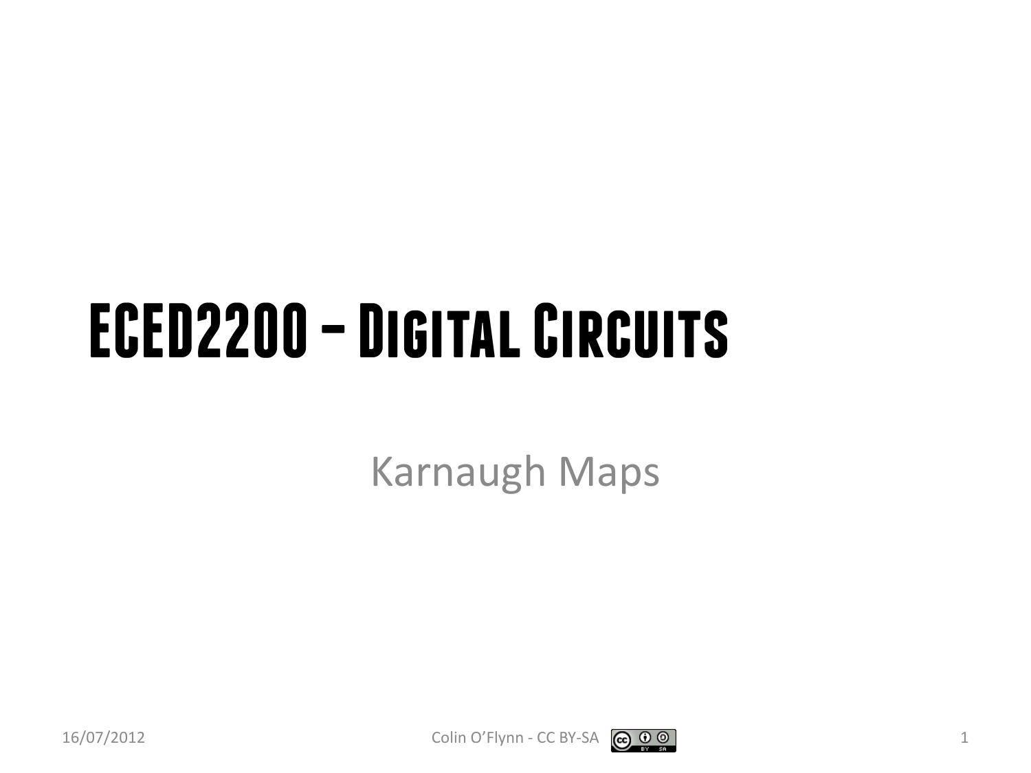# ECED2200 – Digital Circuits

Karnaugh Maps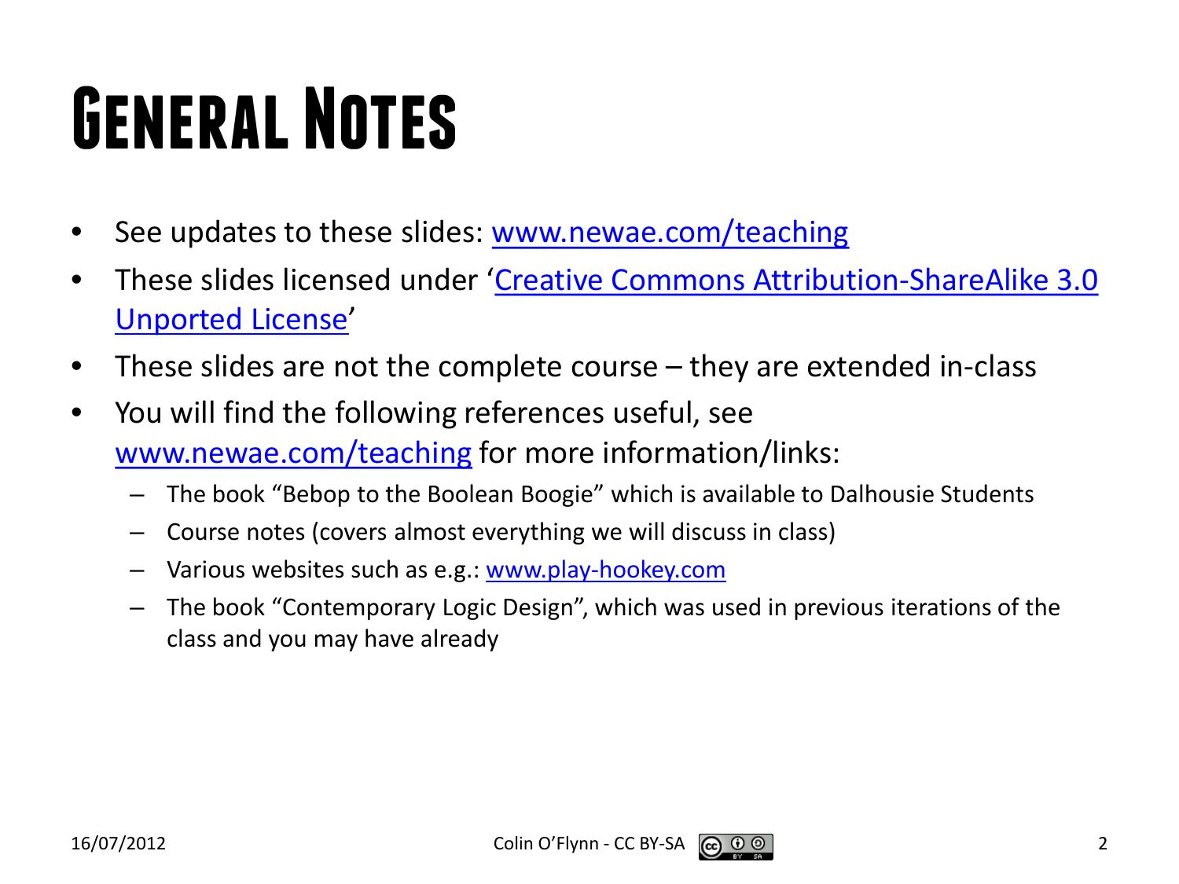# General Notes

- See updates to these slides: www.newae.com/teaching
- These slides licensed under 'Creative Commons Attribution-ShareAlike 3.0 Unported License'
- These slides are not the complete course – they are extended in-class
- You will find the following references useful, see www.newae.com/teaching for more information/links:
  - The book "Bebop to the Boolean Boogie" which is available to Dalhousie Students
  - Course notes (covers almost everything we will discuss in class)
  - Various websites such as e.g.: www.play-hookey.com
  - The book "Contemporary Logic Design", which was used in previous iterations of the class and you may have already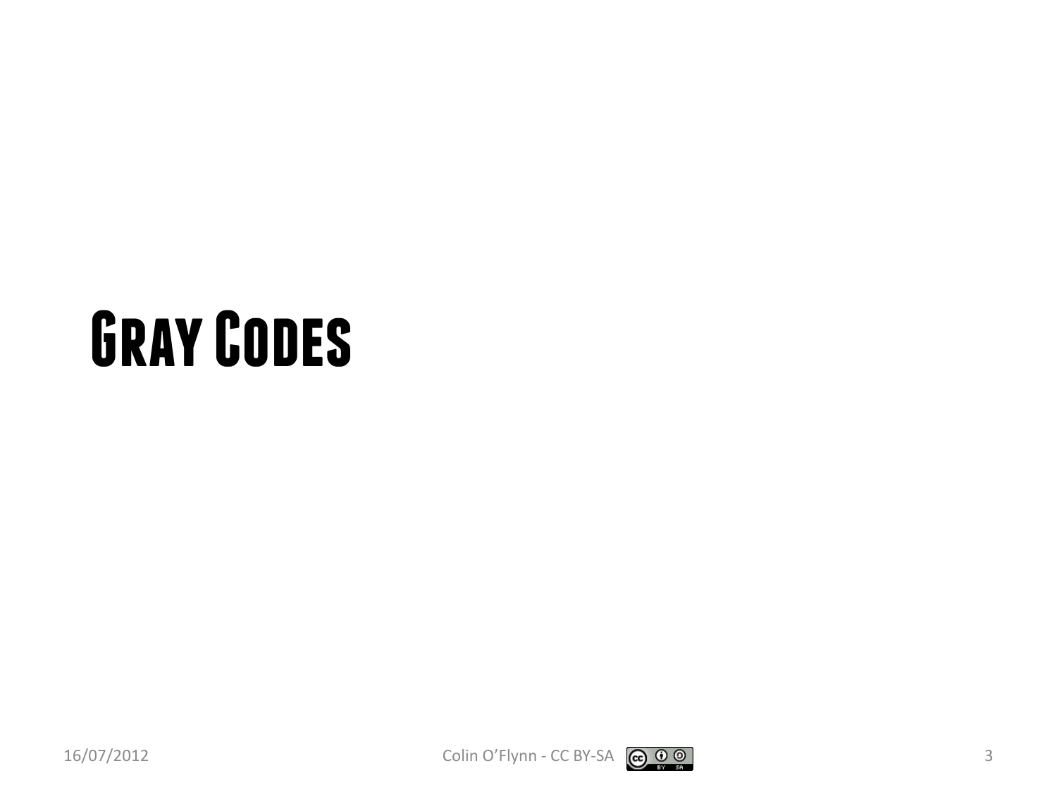# Gray Codes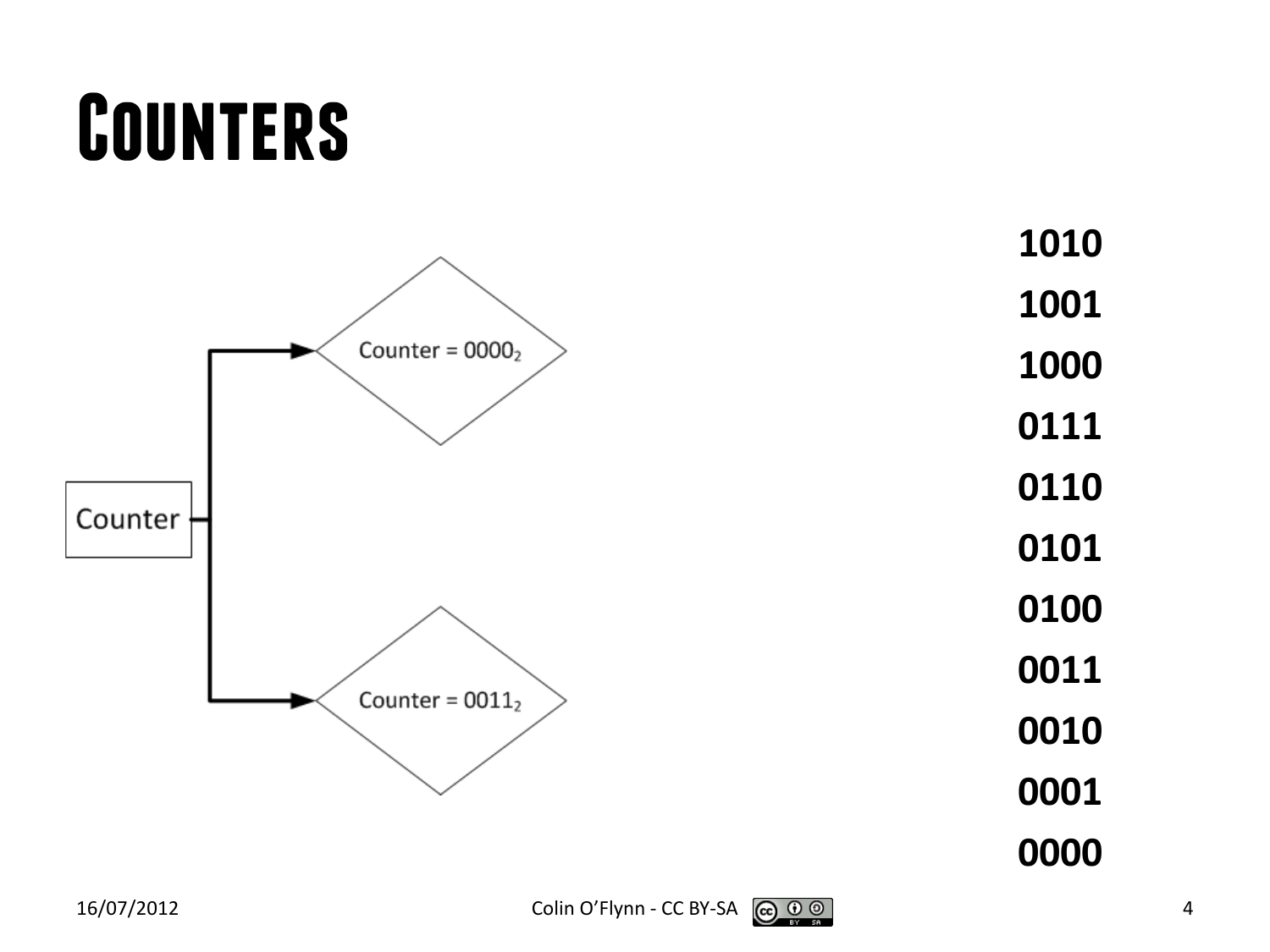# Counters

Counter

Counter = $0000_2$

Counter = $0011_2$

**1010**

**1001**

**1000**

**0111**

**0110**

**0101**

**0100**

**0011**

**0010**

**0001**

**0000**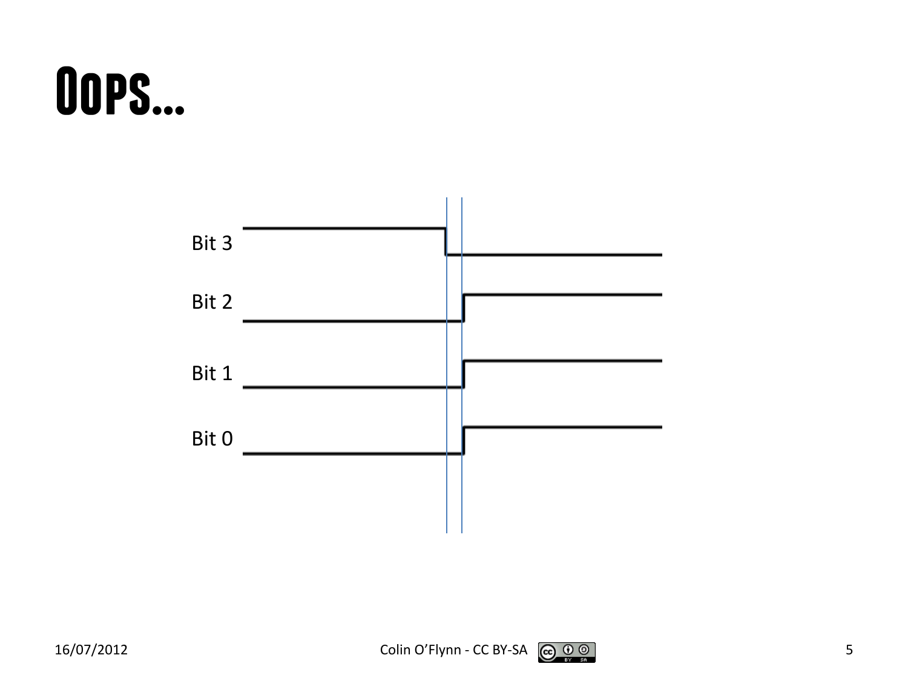# Oops...

Bit 3

Bit 2

Bit 1

Bit 0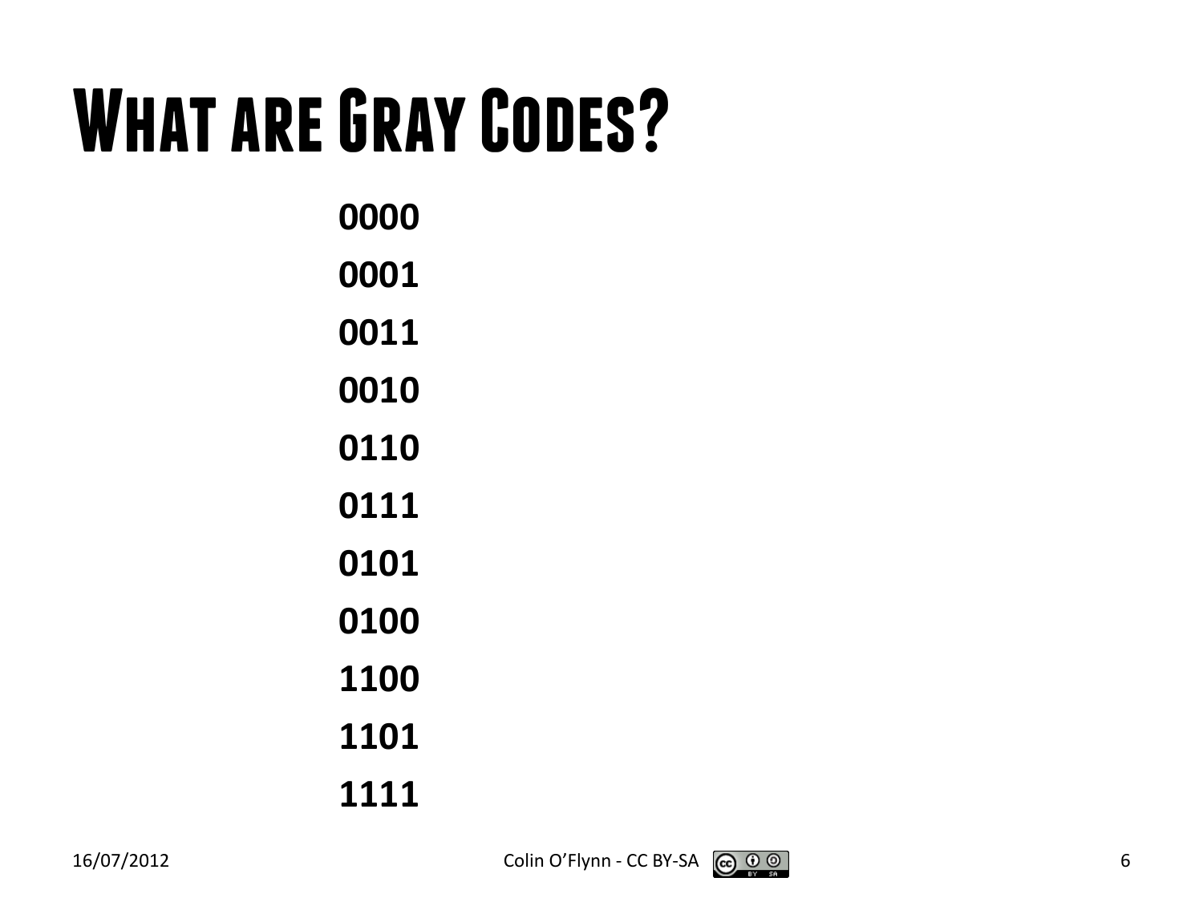# What are Gray Codes?

**0000**

**0001**

**0011**

**0010**

**0110**

**0111**

**0101**

**0100**

**1100**

**1101**

**1111**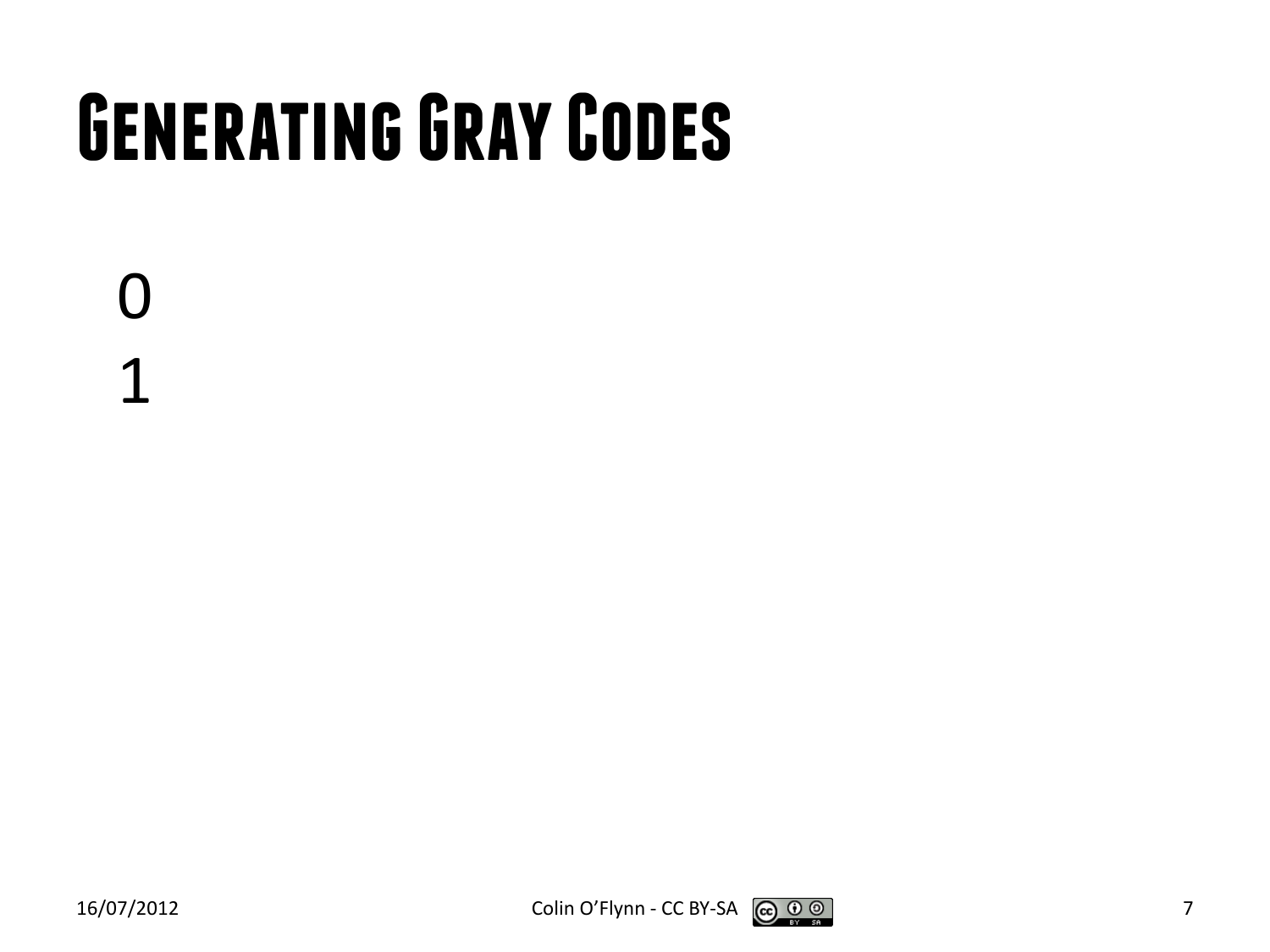# Generating Gray Codes

0

1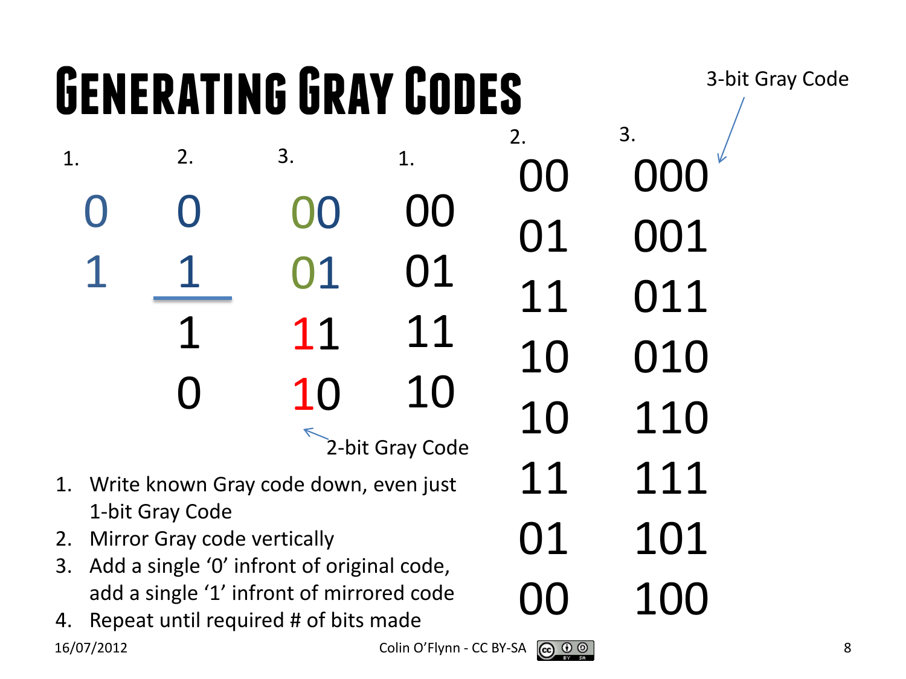# Generating Gray Codes

| 1. | 2. | 3. | 1. | 2. | 3. |
|---|---|---|---|---|---|
| 0 | 0 | 00 | 00 | 00 | 000 |
| 1 | 1 | 01 | 01 | 01 | 001 |
| | 1 | 11 | 11 | 11 | 011 |
| | 0 | 10 | 10 | 10 | 010 |
| | | | | 10 | 110 |
| | | | | 11 | 111 |
| | | | | 01 | 101 |
| | | | | 00 | 100 |

2-bit Gray Code

3-bit Gray Code

1. Write known Gray code down, even just 1-bit Gray Code
2. Mirror Gray code vertically
3. Add a single '0' infront of original code, add a single '1' infront of mirrored code
4. Repeat until required # of bits made

16/07/2012

Colin O'Flynn - CC BY-SA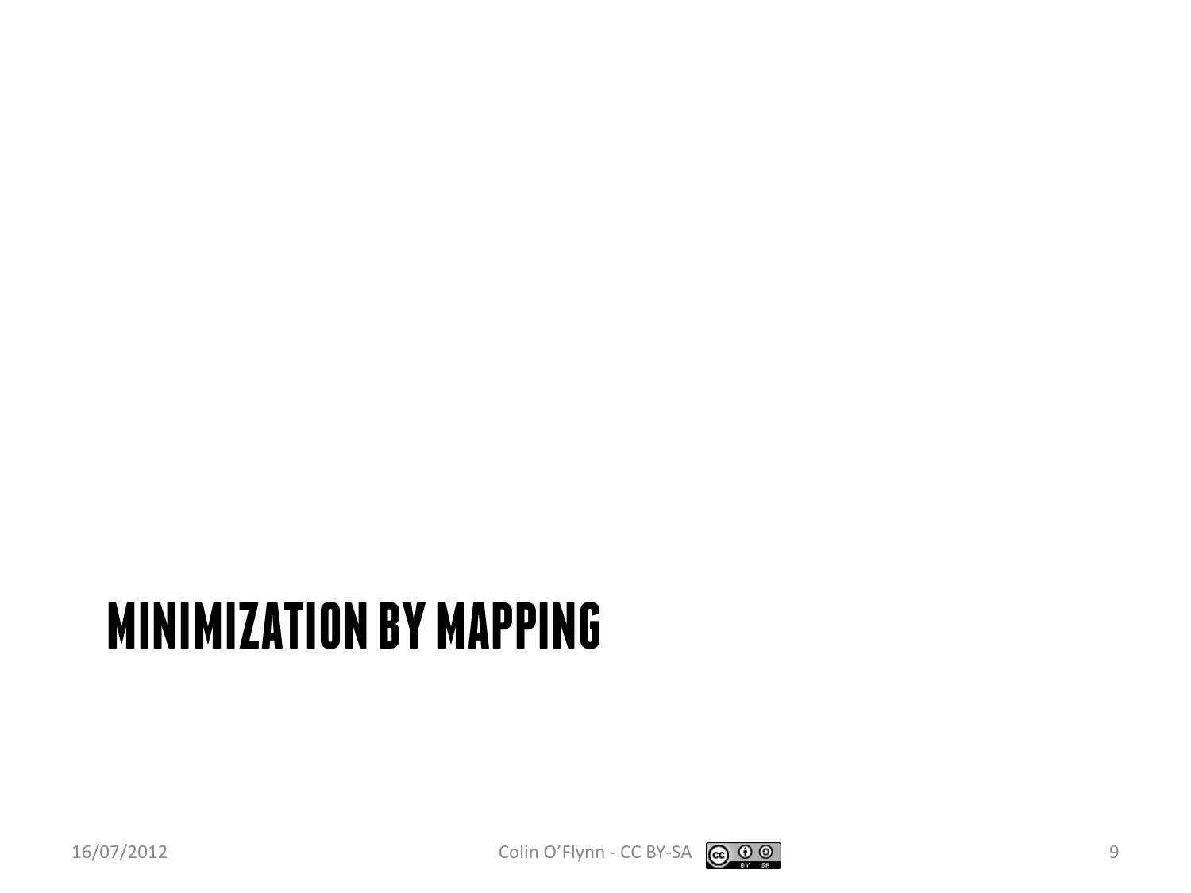# MINIMIZATION BY MAPPING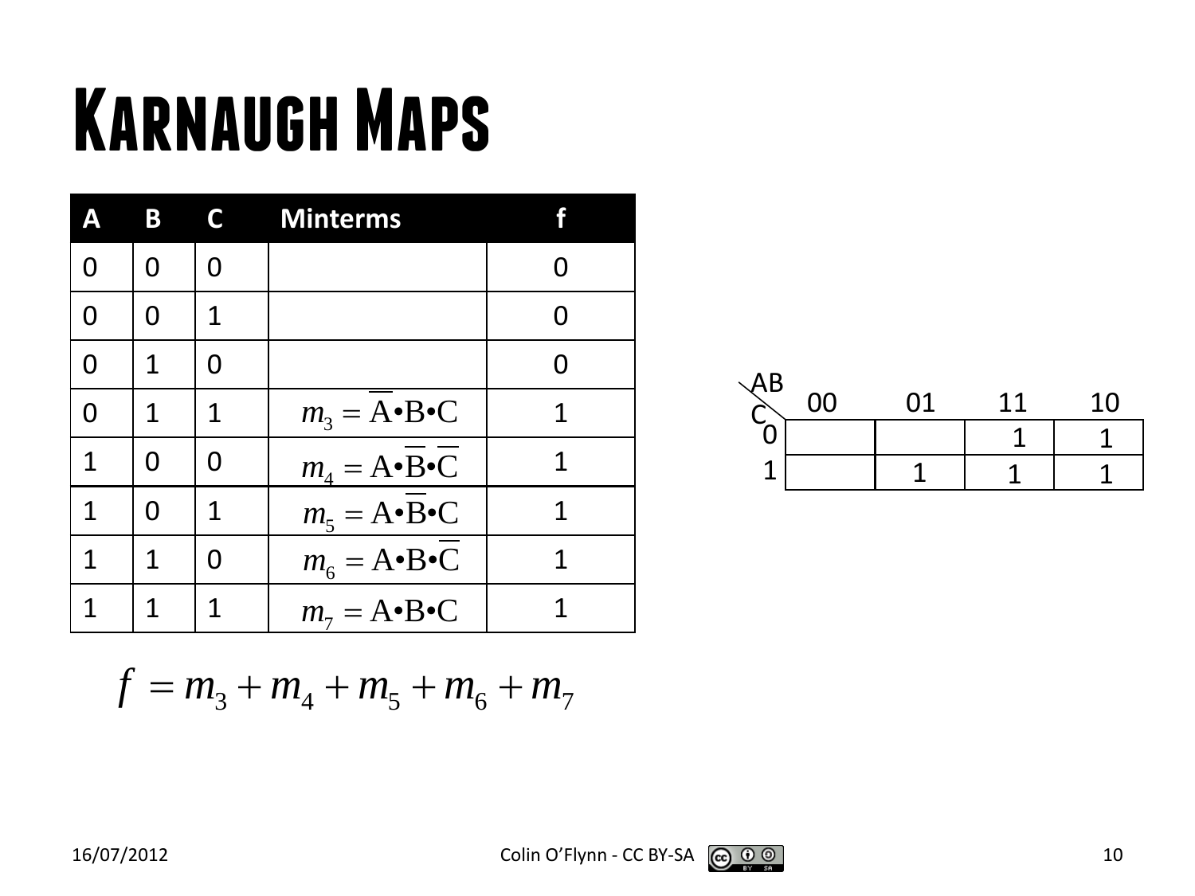# Karnaugh Maps

| A | B | C | Minterms | f |
|---|---|---|---|---|
| 0 | 0 | 0 | | 0 |
| 0 | 0 | 1 | | 0 |
| 0 | 1 | 0 | | 0 |
| 0 | 1 | 1 | $m_3 = \overline{A} \bullet B \bullet C$ | 1 |
| 1 | 0 | 0 | $m_4 = A \bullet \overline{B} \bullet \overline{C}$ | 1 |
| 1 | 0 | 1 | $m_5 = A \bullet \overline{B} \bullet C$ | 1 |
| 1 | 1 | 0 | $m_6 = A \bullet B \bullet \overline{C}$ | 1 |
| 1 | 1 | 1 | $m_7 = A \bullet B \bullet C$ | 1 |

| C \ AB | 00 | 01 | 11 | 10 |
|---|---|---|---|---|
| 0 | | | 1 | 1 |
| 1 | | 1 | 1 | 1 |

$$f = m_3 + m_4 + m_5 + m_6 + m_7$$

16/07/2012

Colin O'Flynn - CC BY-SA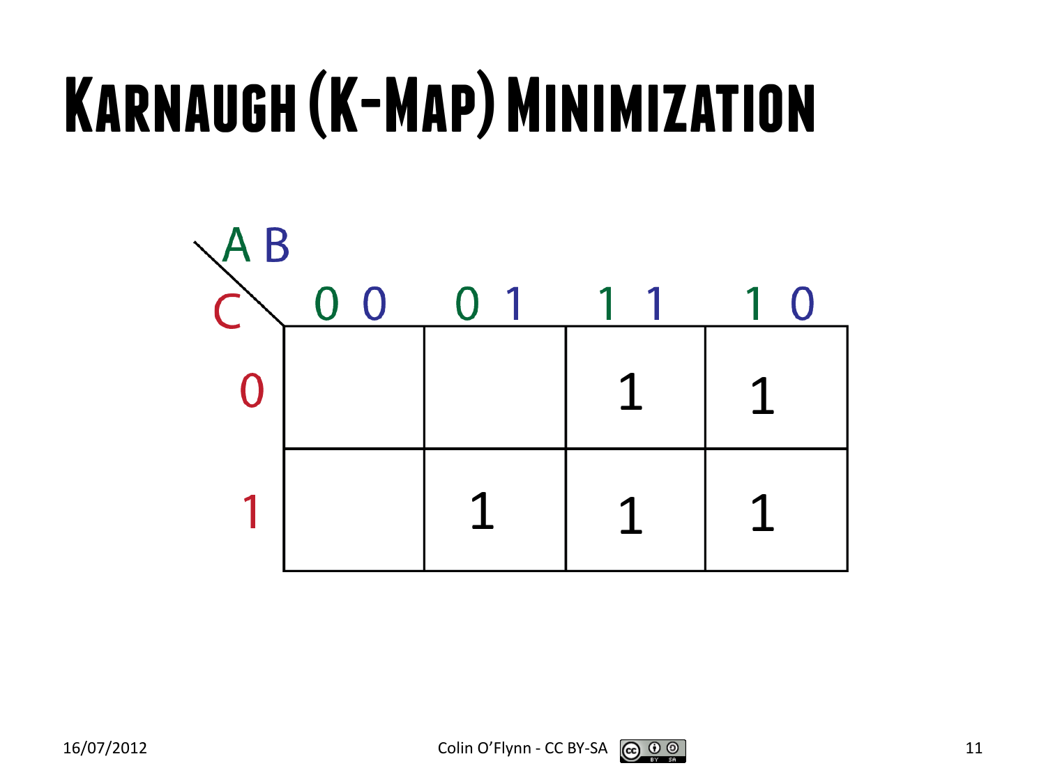# Karnaugh (K-Map) Minimization

| C \ AB | 00 | 01 | 11 | 10 |
|---|---|---|---|---|
| 0 | | | 1 | 1 |
| 1 | | 1 | 1 | 1 |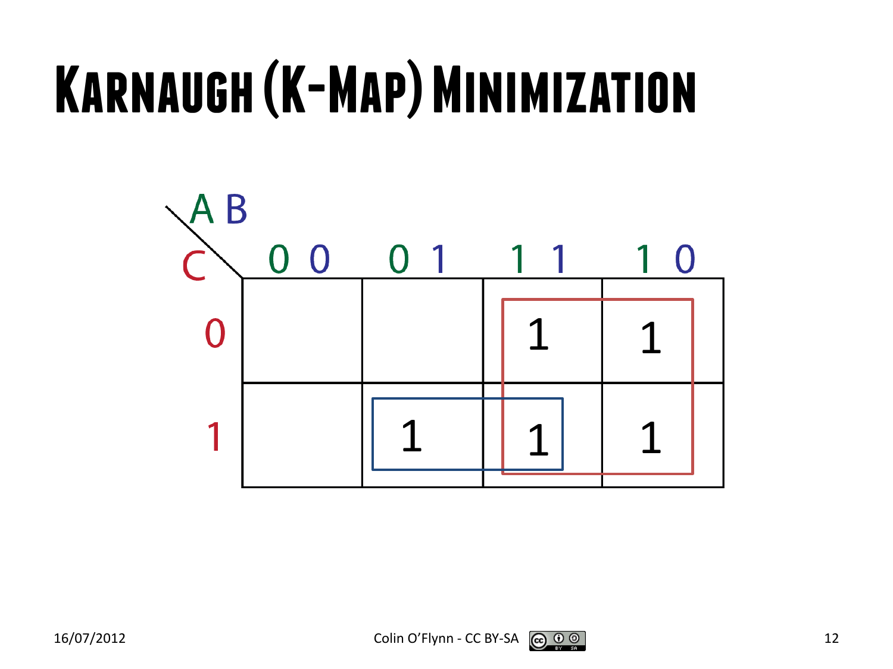# Karnaugh (K-Map) Minimization

| C \ AB | 0 0 | 0 1 | 1 1 | 1 0 |
|---|---|---|---|---|
| 0 | | | 1 | 1 |
| 1 | | 1 | 1 | 1 |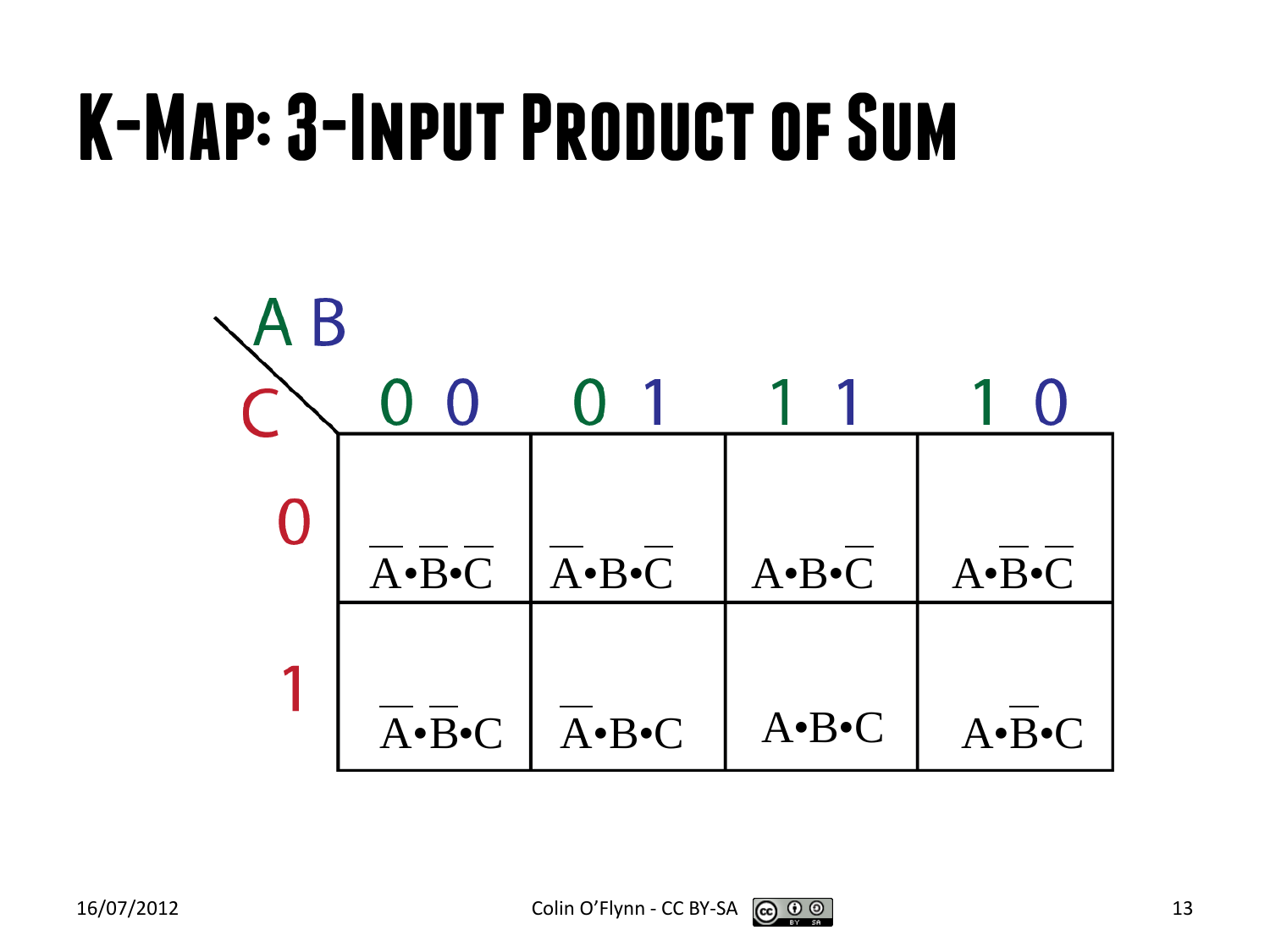# K-Map: 3-Input Product of Sum

| C \ AB | 0 0 | 0 1 | 1 1 | 1 0 |
|---|---|---|---|---|
| 0 | $\overline{A}\bullet\overline{B}\bullet\overline{C}$ | $\overline{A}\bullet B\bullet\overline{C}$ | $A\bullet B\bullet\overline{C}$ | $A\bullet\overline{B}\bullet\overline{C}$ |
| 1 | $\overline{A}\bullet\overline{B}\bullet C$ | $\overline{A}\bullet B\bullet C$ | $A\bullet B\bullet C$ | $A\bullet\overline{B}\bullet C$ |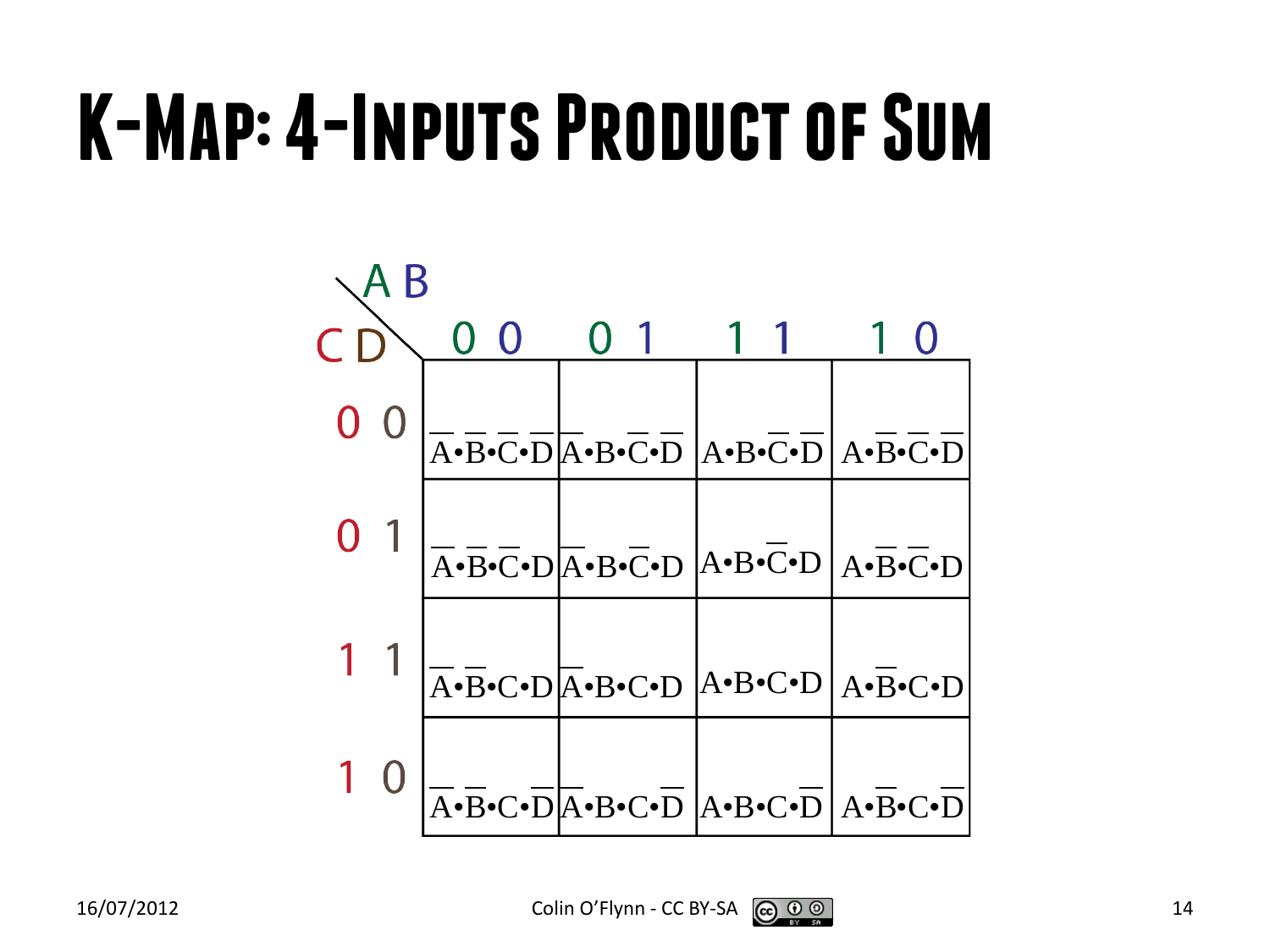# K-Map: 4-Inputs Product of Sum

| CD \ AB | 0 0 | 0 1 | 1 1 | 1 0 |
|---|---|---|---|---|
| 0 0 | $\overline{A}\cdot\overline{B}\cdot\overline{C}\cdot\overline{D}$ | $\overline{A}\cdot B\cdot\overline{C}\cdot\overline{D}$ | $A\cdot B\cdot\overline{C}\cdot\overline{D}$ | $A\cdot\overline{B}\cdot\overline{C}\cdot\overline{D}$ |
| 0 1 | $\overline{A}\cdot\overline{B}\cdot\overline{C}\cdot D$ | $\overline{A}\cdot B\cdot\overline{C}\cdot D$ | $A\cdot B\cdot\overline{C}\cdot D$ | $A\cdot\overline{B}\cdot\overline{C}\cdot D$ |
| 1 1 | $\overline{A}\cdot\overline{B}\cdot C\cdot D$ | $\overline{A}\cdot B\cdot C\cdot D$ | $A\cdot B\cdot C\cdot D$ | $A\cdot\overline{B}\cdot C\cdot D$ |
| 1 0 | $\overline{A}\cdot\overline{B}\cdot C\cdot\overline{D}$ | $\overline{A}\cdot B\cdot C\cdot\overline{D}$ | $A\cdot B\cdot C\cdot\overline{D}$ | $A\cdot\overline{B}\cdot C\cdot\overline{D}$ |

16/07/2012 Colin O'Flynn - CC BY-SA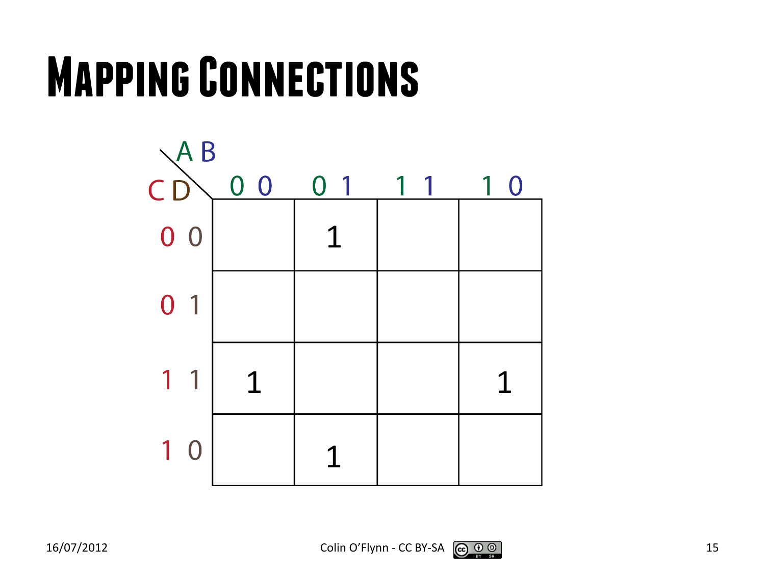# Mapping Connections

| CD \ AB | 00 | 01 | 11 | 10 |
|---|---|---|---|---|
| 00 | | 1 | | |
| 01 | | | | |
| 11 | 1 | | | 1 |
| 10 | | 1 | | |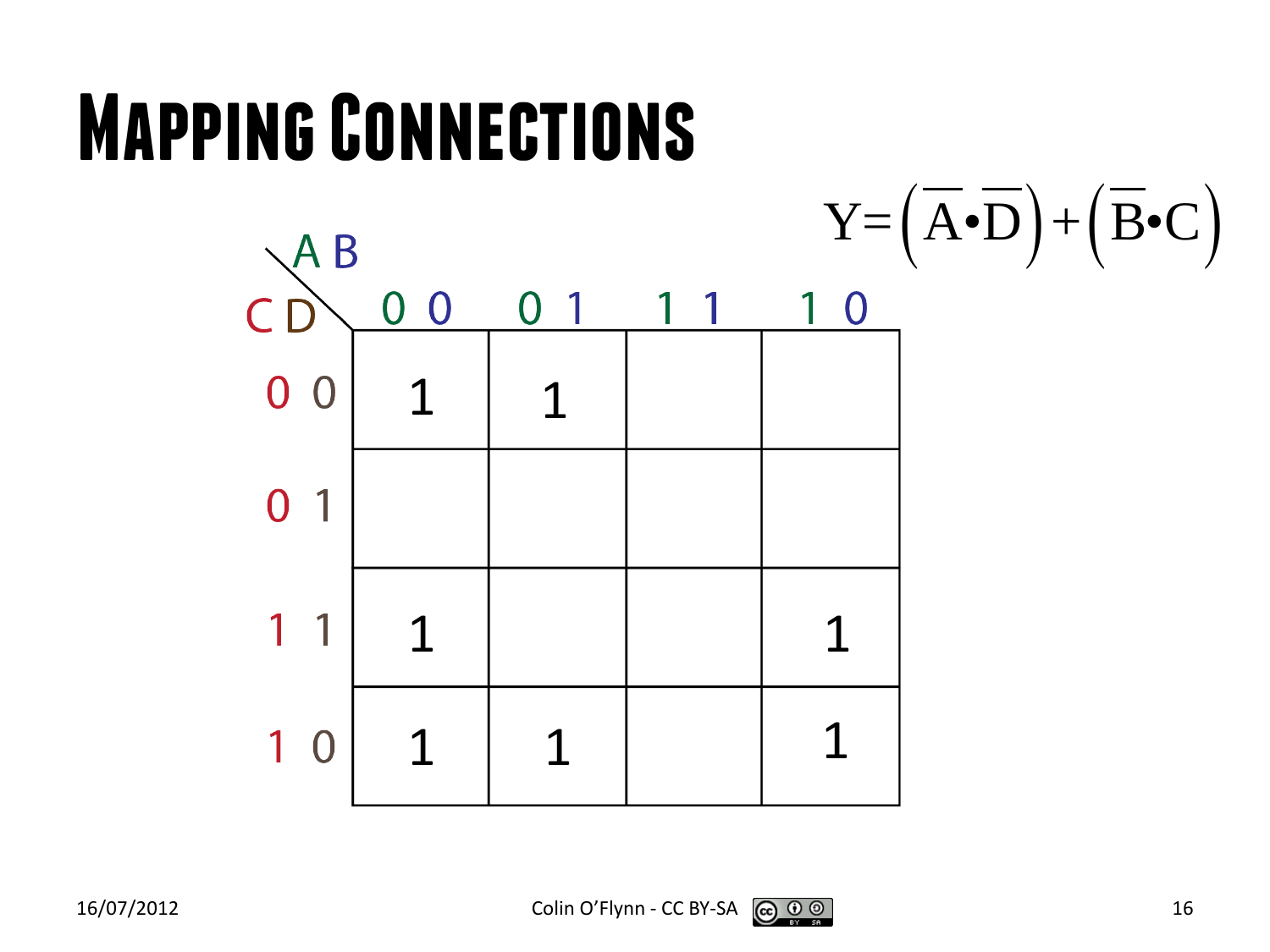# Mapping Connections

$$Y=\left(\overline{A}\bullet\overline{D}\right)+\left(\overline{B}\bullet C\right)$$

| CD \ AB | 0 0 | 0 1 | 1 1 | 1 0 |
|---|---|---|---|---|
| 0 0 | 1 | 1 | | |
| 0 1 | | | | |
| 1 1 | 1 | | | 1 |
| 1 0 | 1 | 1 | | 1 |

16/07/2012 Colin O'Flynn - CC BY-SA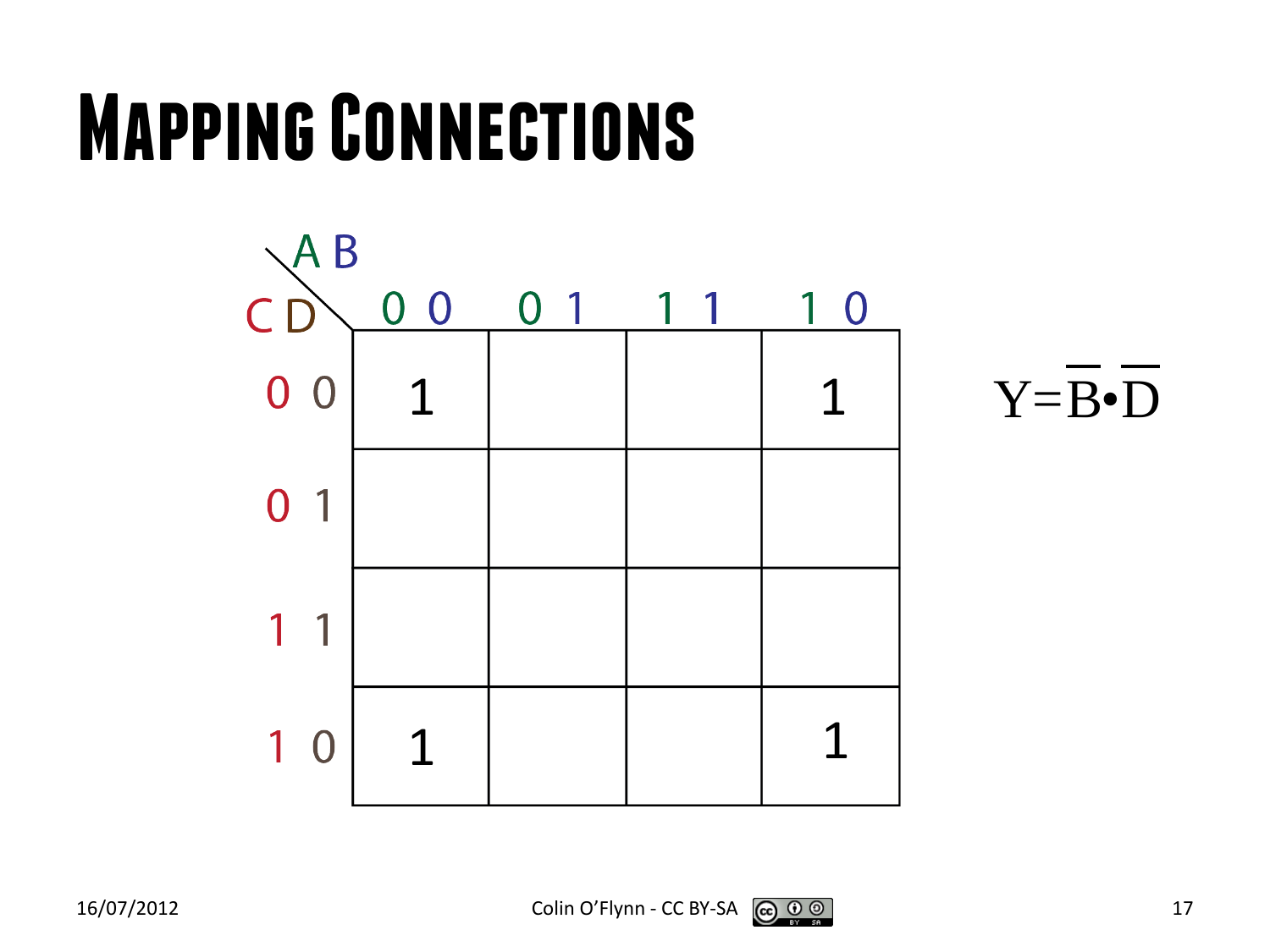# Mapping Connections

| CD \ AB | 0 0 | 0 1 | 1 1 | 1 0 |
|---|---|---|---|---|
| 0 0 | 1 | | | 1 |
| 0 1 | | | | |
| 1 1 | | | | |
| 1 0 | 1 | | | 1 |

$$Y=\overline{B}\bullet\overline{D}$$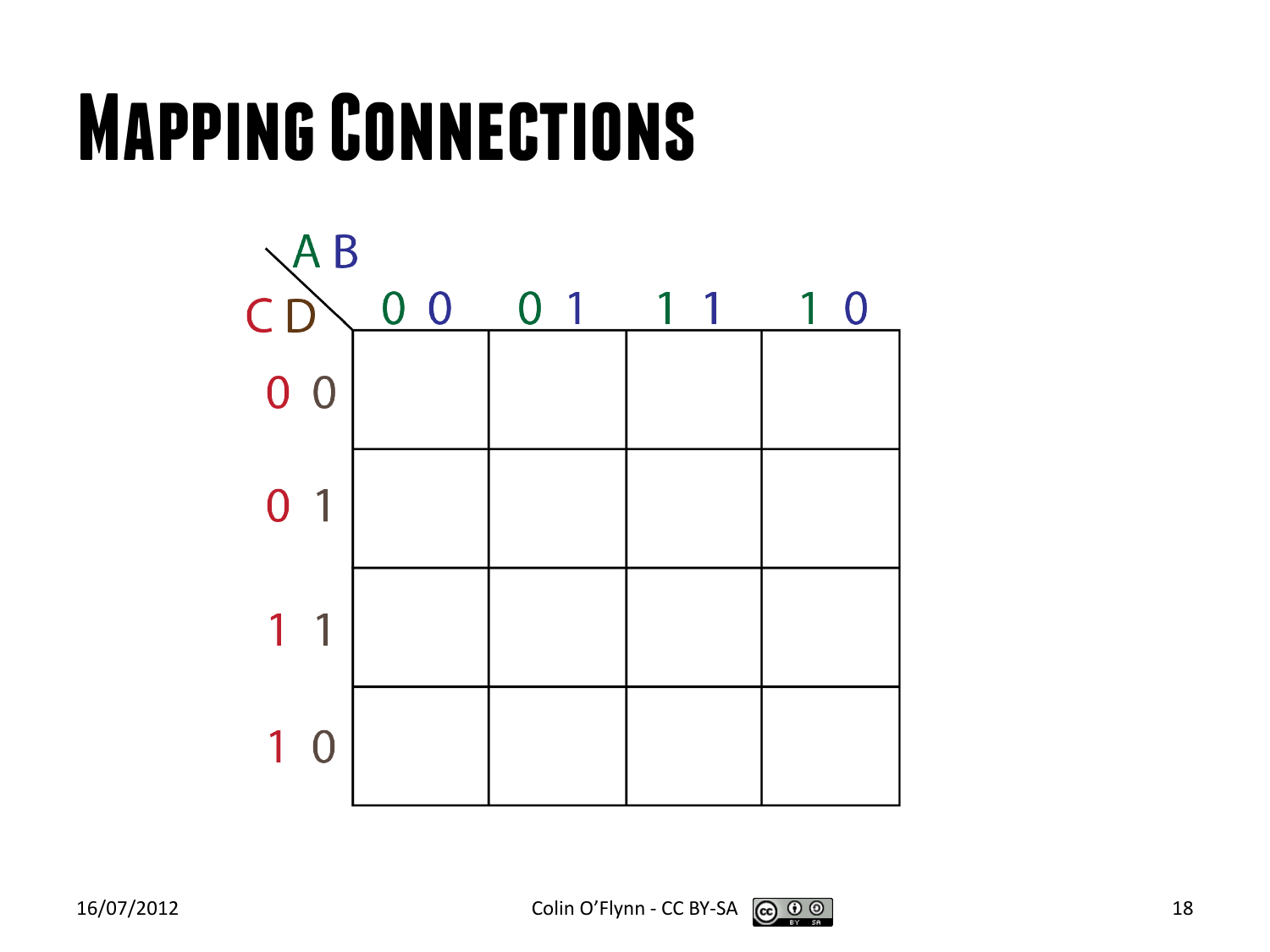# Mapping Connections

| CD \ AB | 00 | 01 | 11 | 10 |
|---|---|---|---|---|
| 00 | | | | |
| 01 | | | | |
| 11 | | | | |
| 10 | | | | |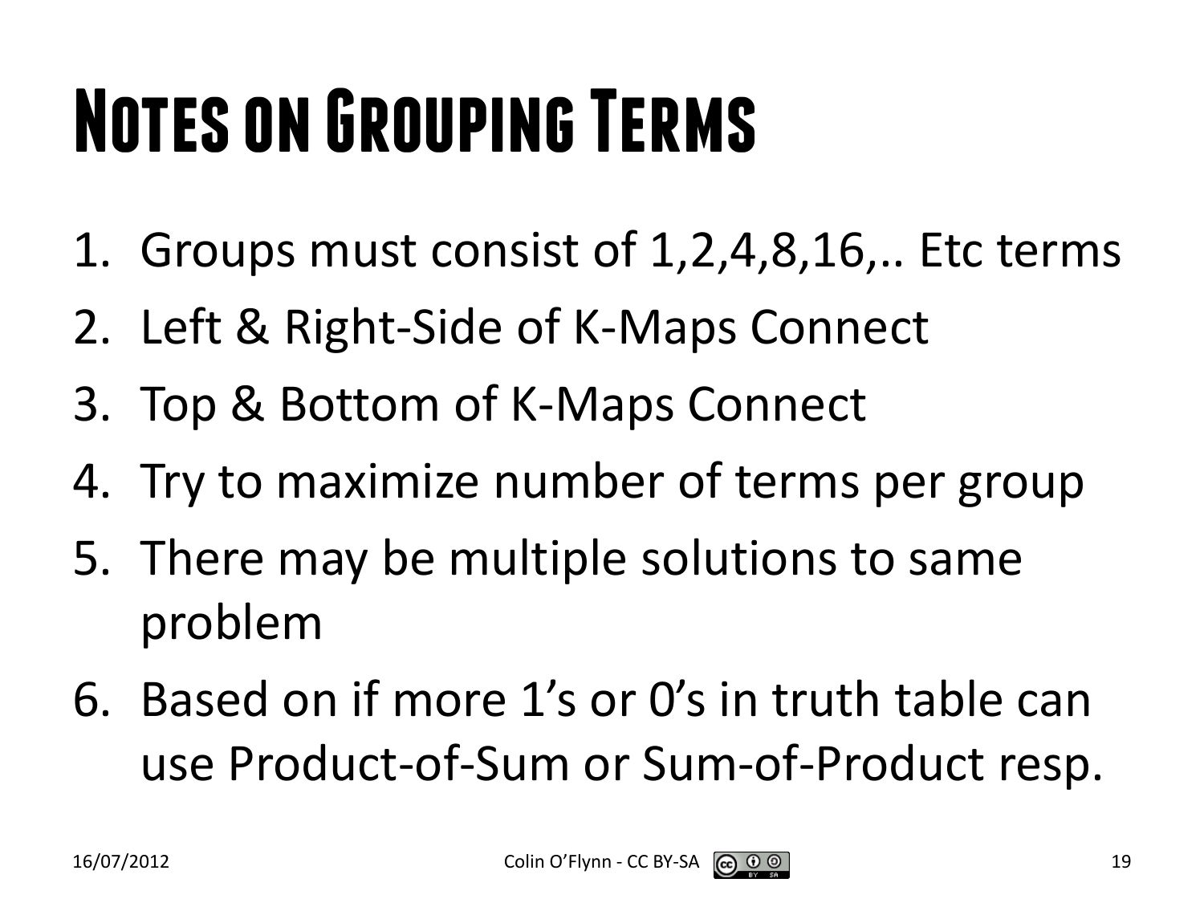# Notes on Grouping Terms

1. Groups must consist of 1,2,4,8,16,.. Etc terms
2. Left & Right-Side of K-Maps Connect
3. Top & Bottom of K-Maps Connect
4. Try to maximize number of terms per group
5. There may be multiple solutions to same problem
6. Based on if more 1's or 0's in truth table can use Product-of-Sum or Sum-of-Product resp.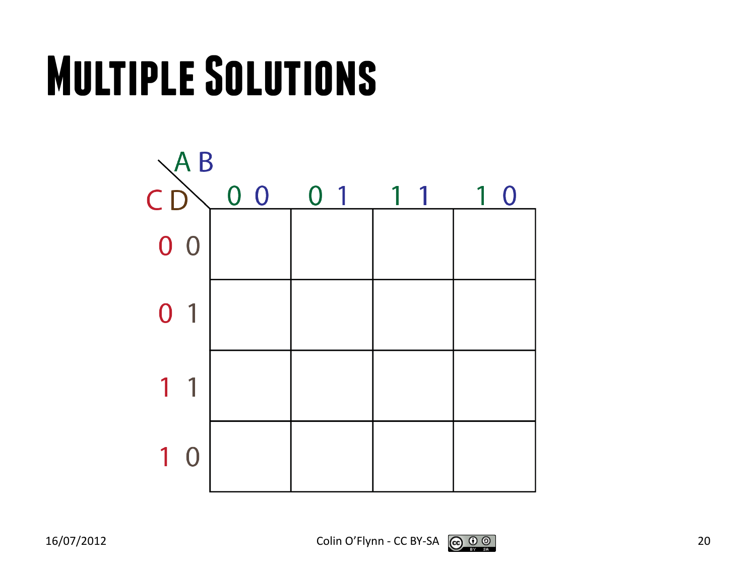# Multiple Solutions

| CD \ AB | 00 | 01 | 11 | 10 |
|---|---|---|---|---|
| 00 | | | | |
| 01 | | | | |
| 11 | | | | |
| 10 | | | | |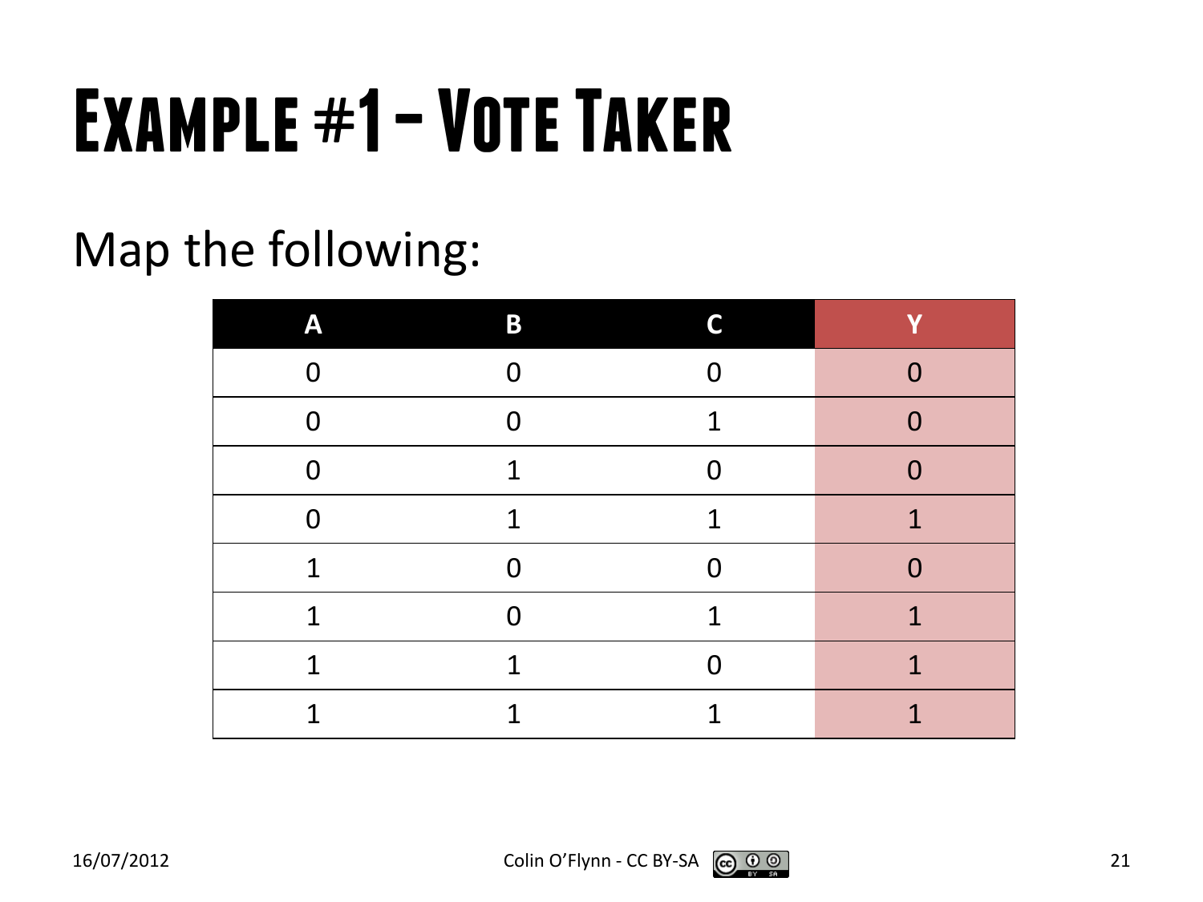# Example #1 – Vote Taker

Map the following:

| A | B | C | Y |
|---|---|---|---|
| 0 | 0 | 0 | 0 |
| 0 | 0 | 1 | 0 |
| 0 | 1 | 0 | 0 |
| 0 | 1 | 1 | 1 |
| 1 | 0 | 0 | 0 |
| 1 | 0 | 1 | 1 |
| 1 | 1 | 0 | 1 |
| 1 | 1 | 1 | 1 |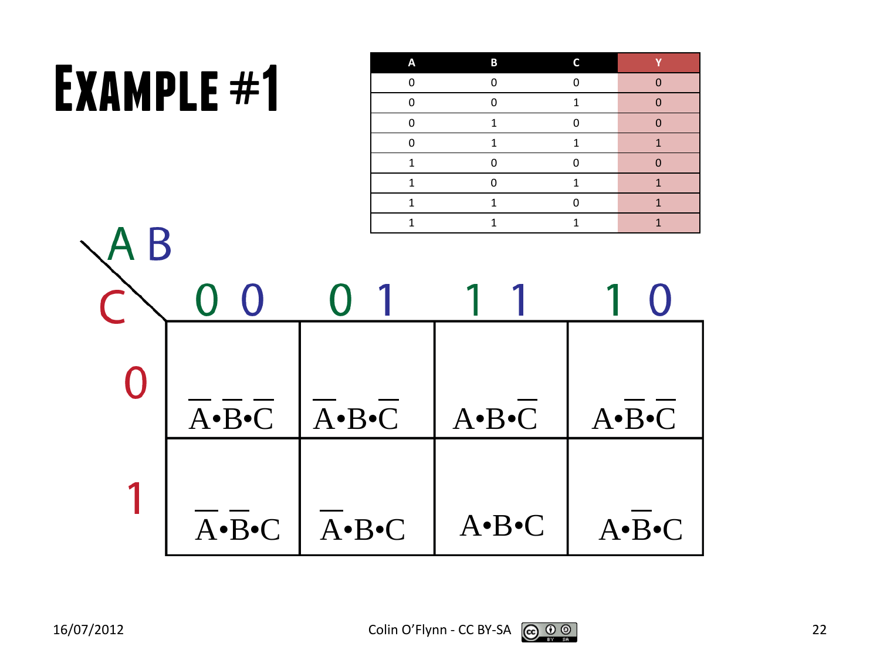# Example #1

| A | B | C | Y |
|---|---|---|---|
| 0 | 0 | 0 | 0 |
| 0 | 0 | 1 | 0 |
| 0 | 1 | 0 | 0 |
| 0 | 1 | 1 | 1 |
| 1 | 0 | 0 | 0 |
| 1 | 0 | 1 | 1 |
| 1 | 1 | 0 | 1 |
| 1 | 1 | 1 | 1 |

| C \ AB | 0 0 | 0 1 | 1 1 | 1 0 |
|---|---|---|---|---|
| 0 | $\overline{A}\bullet\overline{B}\bullet\overline{C}$ | $\overline{A}\bullet B\bullet\overline{C}$ | $A\bullet B\bullet\overline{C}$ | $A\bullet\overline{B}\bullet\overline{C}$ |
| 1 | $\overline{A}\bullet\overline{B}\bullet C$ | $\overline{A}\bullet B\bullet C$ | $A\bullet B\bullet C$ | $A\bullet\overline{B}\bullet C$ |

16/07/2012

Colin O'Flynn - CC BY-SA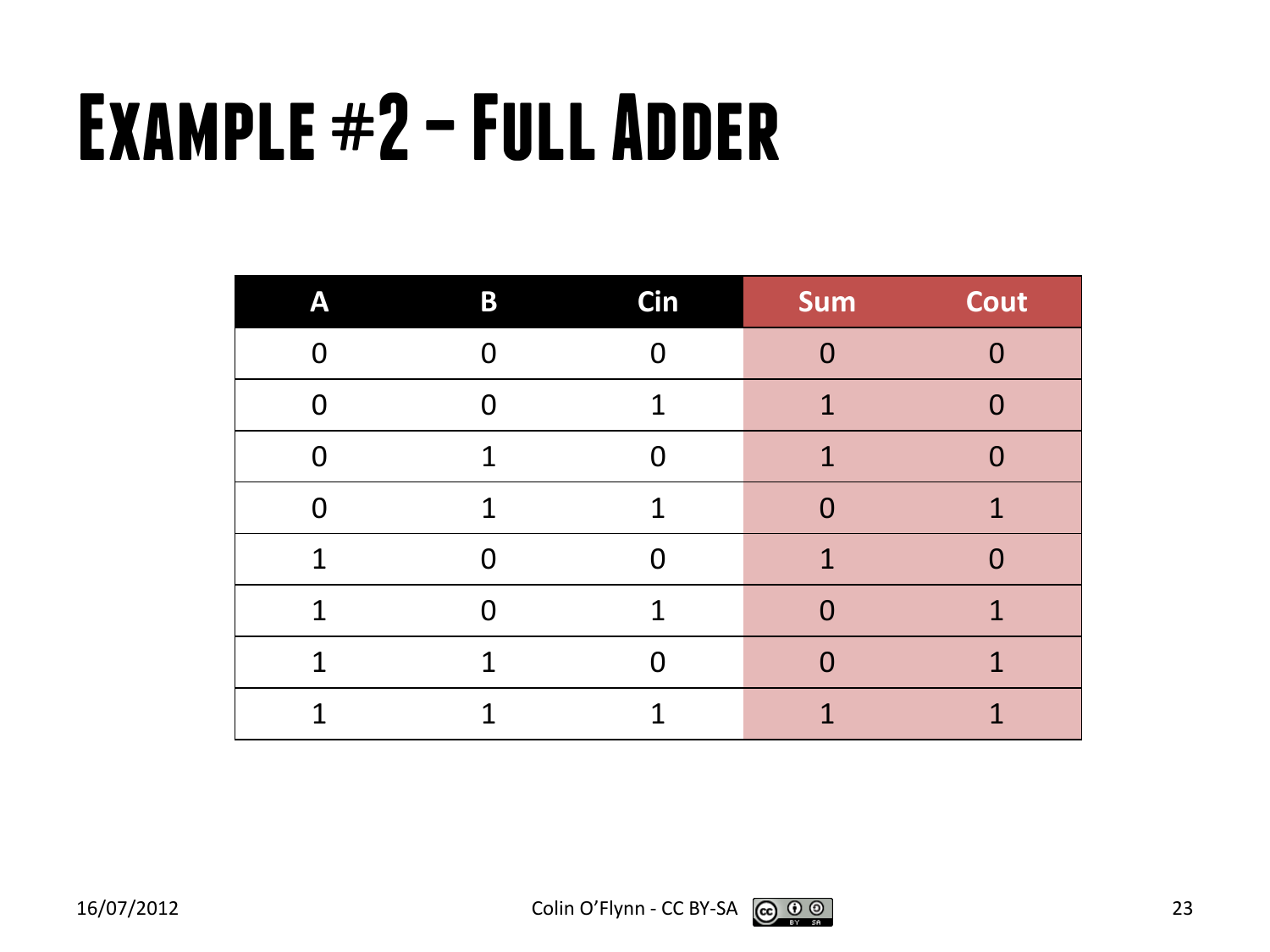# Example #2 – Full Adder

| A | B | Cin | Sum | Cout |
|---|---|---|---|---|
| 0 | 0 | 0 | 0 | 0 |
| 0 | 0 | 1 | 1 | 0 |
| 0 | 1 | 0 | 1 | 0 |
| 0 | 1 | 1 | 0 | 1 |
| 1 | 0 | 0 | 1 | 0 |
| 1 | 0 | 1 | 0 | 1 |
| 1 | 1 | 0 | 0 | 1 |
| 1 | 1 | 1 | 1 | 1 |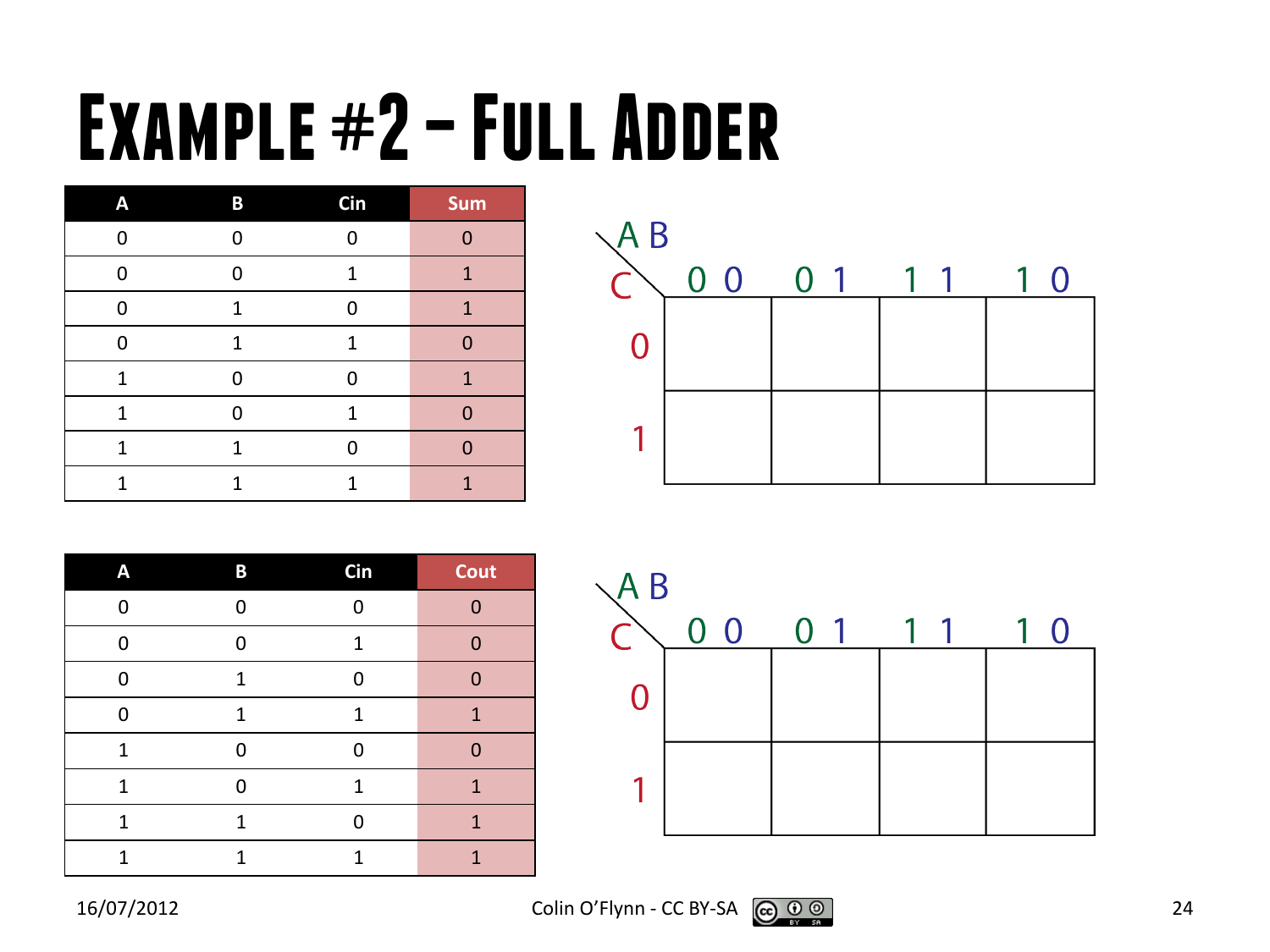# Example #2 – Full Adder

| A | B | Cin | Sum |
|---|---|---|---|
| 0 | 0 | 0 | 0 |
| 0 | 0 | 1 | 1 |
| 0 | 1 | 0 | 1 |
| 0 | 1 | 1 | 0 |
| 1 | 0 | 0 | 1 |
| 1 | 0 | 1 | 0 |
| 1 | 1 | 0 | 0 |
| 1 | 1 | 1 | 1 |

| C \ AB | 0 0 | 0 1 | 1 1 | 1 0 |
|---|---|---|---|---|
| 0 | | | | |
| 1 | | | | |

| A | B | Cin | Cout |
|---|---|---|---|
| 0 | 0 | 0 | 0 |
| 0 | 0 | 1 | 0 |
| 0 | 1 | 0 | 0 |
| 0 | 1 | 1 | 1 |
| 1 | 0 | 0 | 0 |
| 1 | 0 | 1 | 1 |
| 1 | 1 | 0 | 1 |
| 1 | 1 | 1 | 1 |

| C \ AB | 0 0 | 0 1 | 1 1 | 1 0 |
|---|---|---|---|---|
| 0 | | | | |
| 1 | | | | |

16/07/2012

Colin O'Flynn - CC BY-SA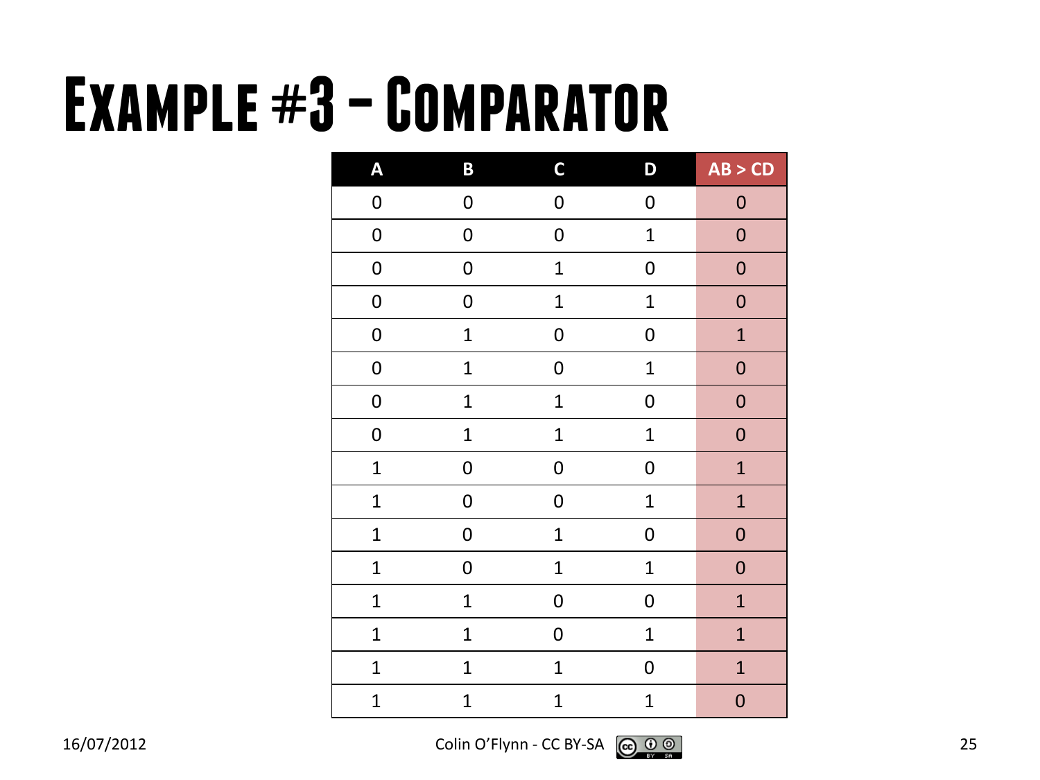# Example #3 – Comparator

| A | B | C | D | AB > CD |
|---|---|---|---|---|
| 0 | 0 | 0 | 0 | 0 |
| 0 | 0 | 0 | 1 | 0 |
| 0 | 0 | 1 | 0 | 0 |
| 0 | 0 | 1 | 1 | 0 |
| 0 | 1 | 0 | 0 | 1 |
| 0 | 1 | 0 | 1 | 0 |
| 0 | 1 | 1 | 0 | 0 |
| 0 | 1 | 1 | 1 | 0 |
| 1 | 0 | 0 | 0 | 1 |
| 1 | 0 | 0 | 1 | 1 |
| 1 | 0 | 1 | 0 | 0 |
| 1 | 0 | 1 | 1 | 0 |
| 1 | 1 | 0 | 0 | 1 |
| 1 | 1 | 0 | 1 | 1 |
| 1 | 1 | 1 | 0 | 1 |
| 1 | 1 | 1 | 1 | 0 |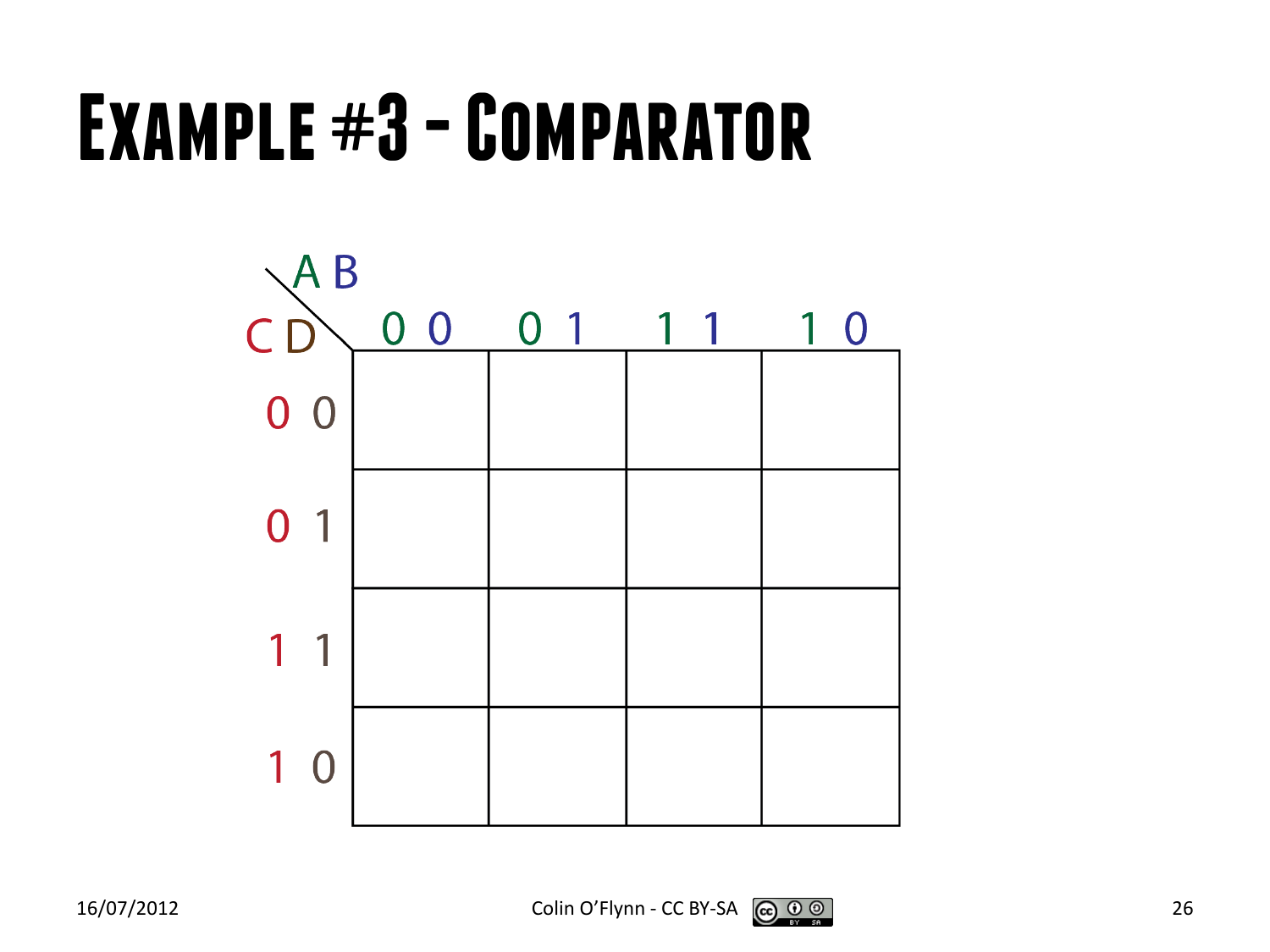# Example #3 - Comparator

| CD \ AB | 0 0 | 0 1 | 1 1 | 1 0 |
|---|---|---|---|---|
| 0 0 | | | | |
| 0 1 | | | | |
| 1 1 | | | | |
| 1 0 | | | | |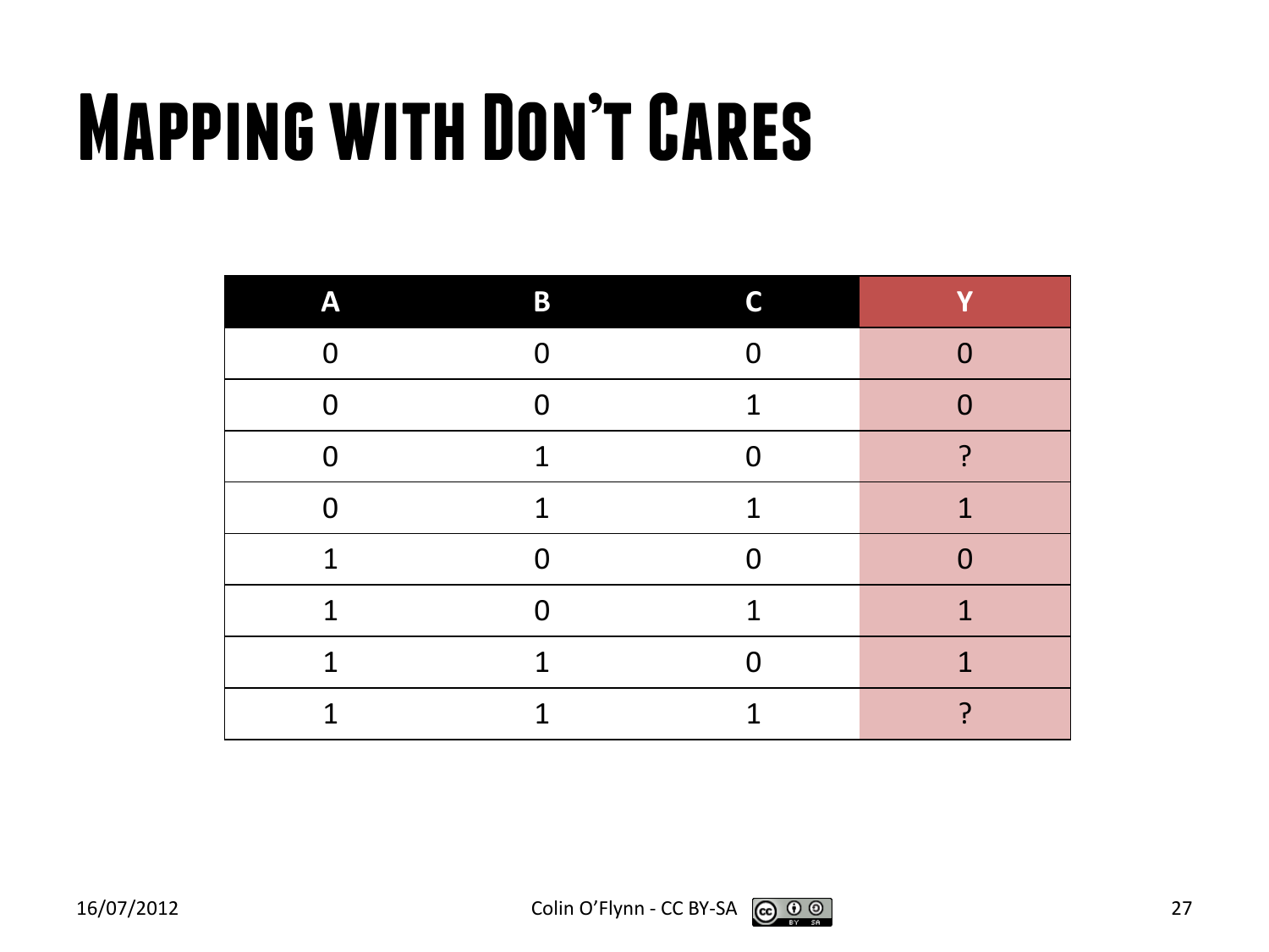# Mapping with Don't Cares

| A | B | C | Y |
|---|---|---|---|
| 0 | 0 | 0 | 0 |
| 0 | 0 | 1 | 0 |
| 0 | 1 | 0 | ? |
| 0 | 1 | 1 | 1 |
| 1 | 0 | 0 | 0 |
| 1 | 0 | 1 | 1 |
| 1 | 1 | 0 | 1 |
| 1 | 1 | 1 | ? |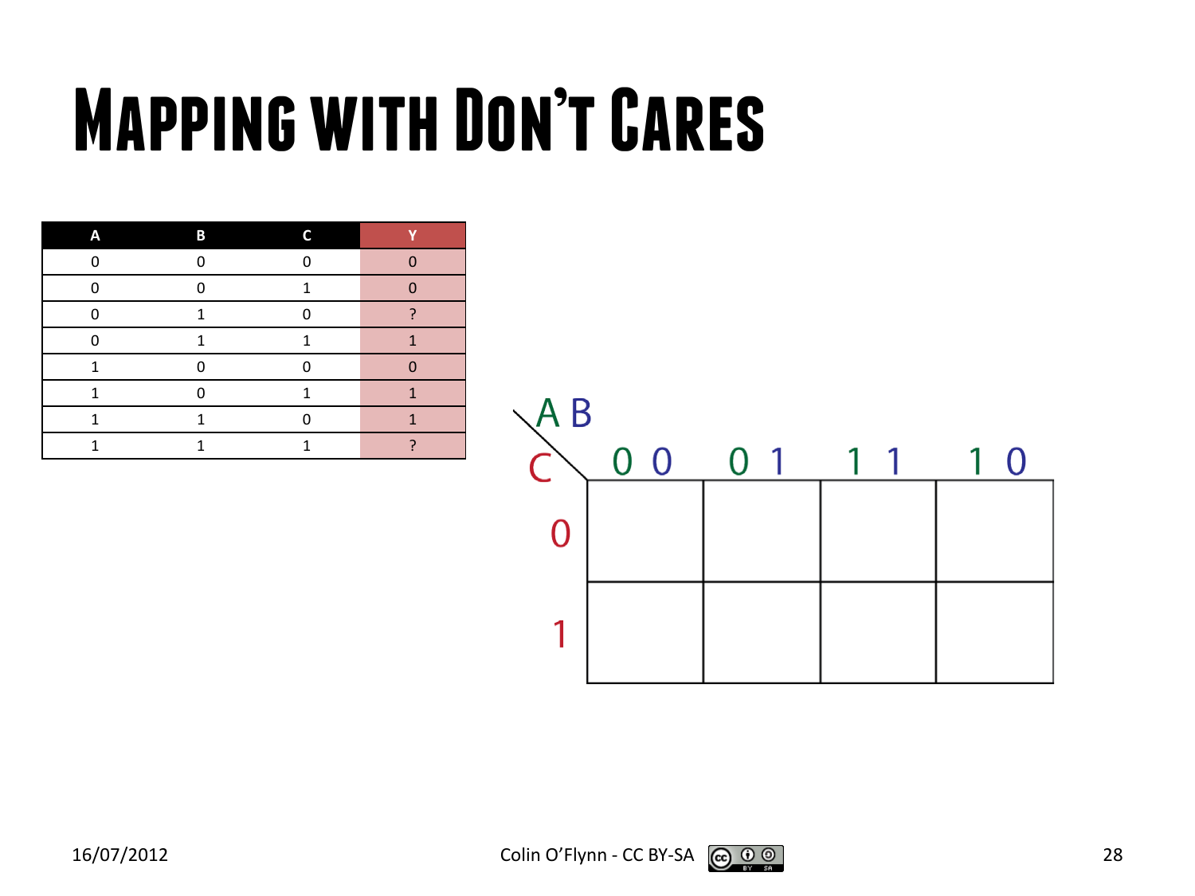# Mapping with Don't Cares

| A | B | C | Y |
|---|---|---|---|
| 0 | 0 | 0 | 0 |
| 0 | 0 | 1 | 0 |
| 0 | 1 | 0 | ? |
| 0 | 1 | 1 | 1 |
| 1 | 0 | 0 | 0 |
| 1 | 0 | 1 | 1 |
| 1 | 1 | 0 | 1 |
| 1 | 1 | 1 | ? |

| C \ AB | 0 0 | 0 1 | 1 1 | 1 0 |
|---|---|---|---|---|
| 0 | | | | |
| 1 | | | | |

16/07/2012

Colin O'Flynn - CC BY-SA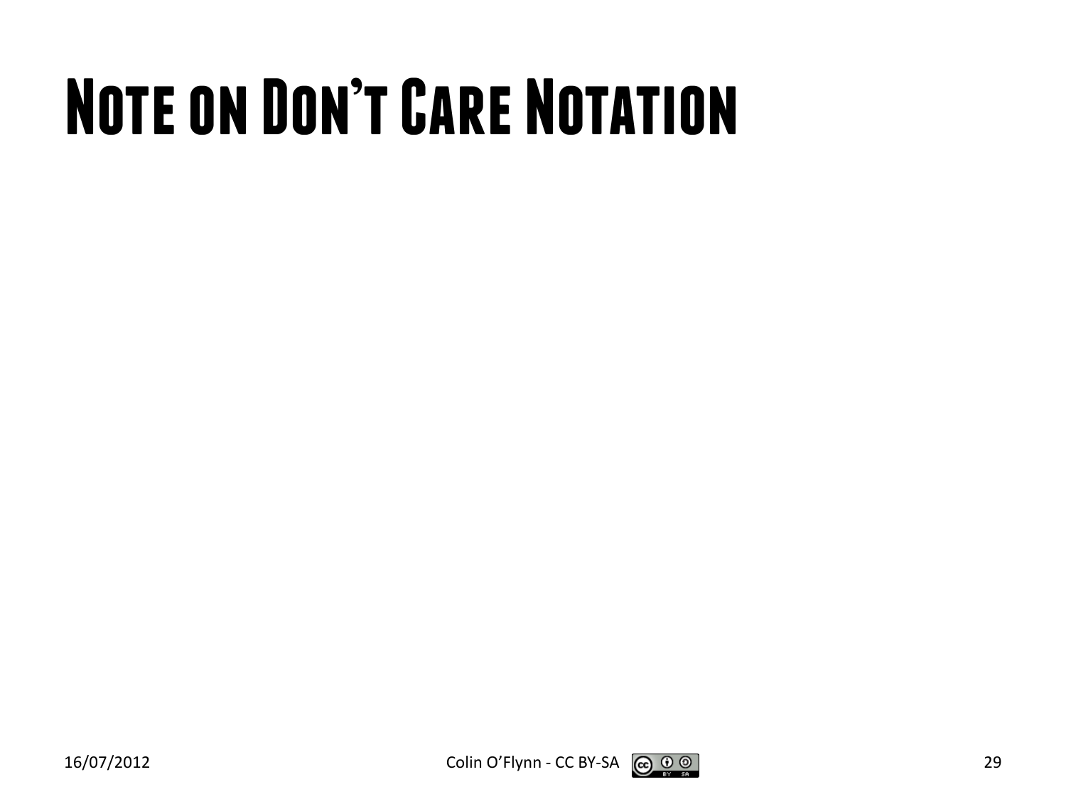# Note on Don't Care Notation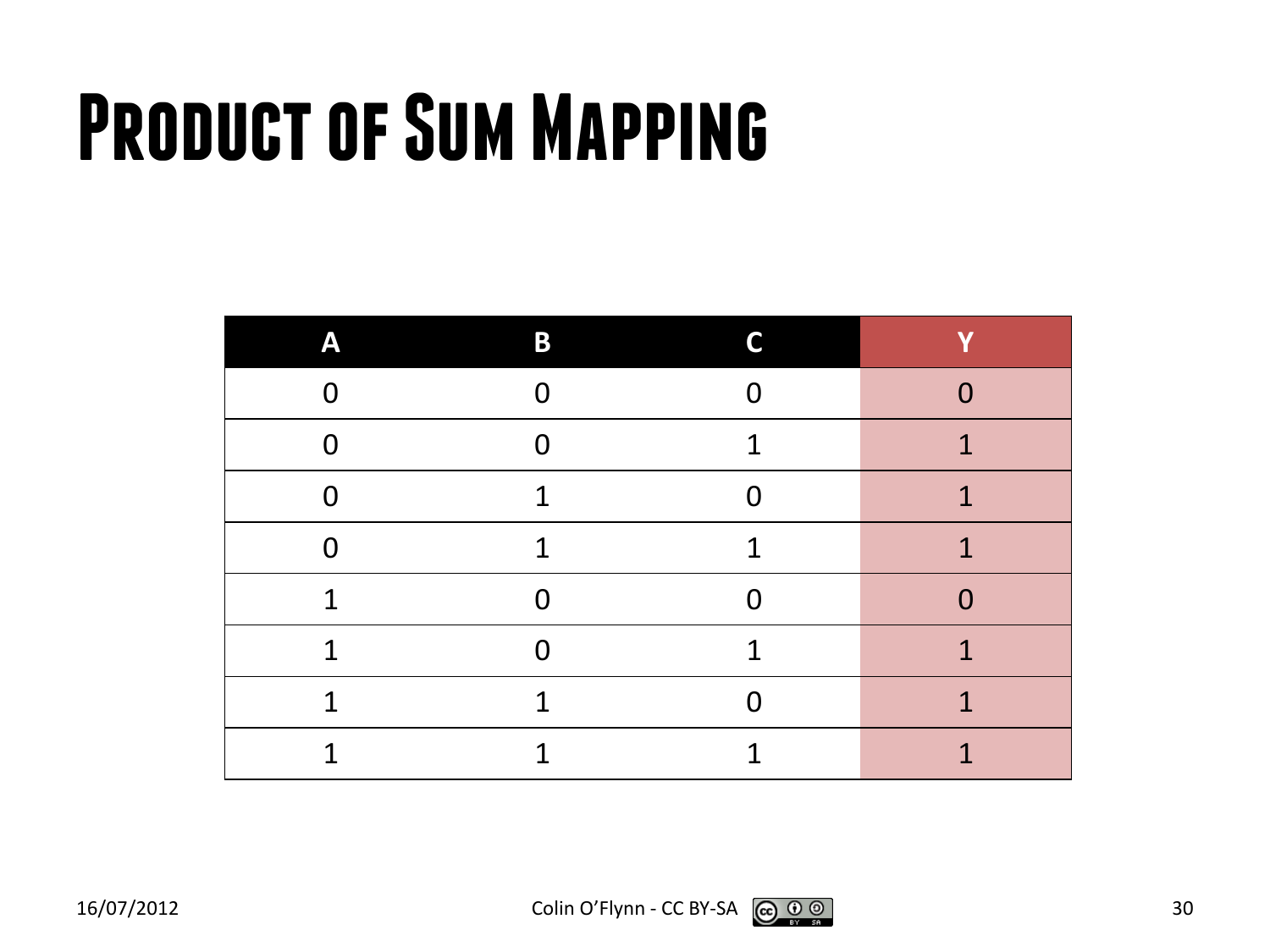# Product of Sum Mapping

| A | B | C | Y |
|---|---|---|---|
| 0 | 0 | 0 | 0 |
| 0 | 0 | 1 | 1 |
| 0 | 1 | 0 | 1 |
| 0 | 1 | 1 | 1 |
| 1 | 0 | 0 | 0 |
| 1 | 0 | 1 | 1 |
| 1 | 1 | 0 | 1 |
| 1 | 1 | 1 | 1 |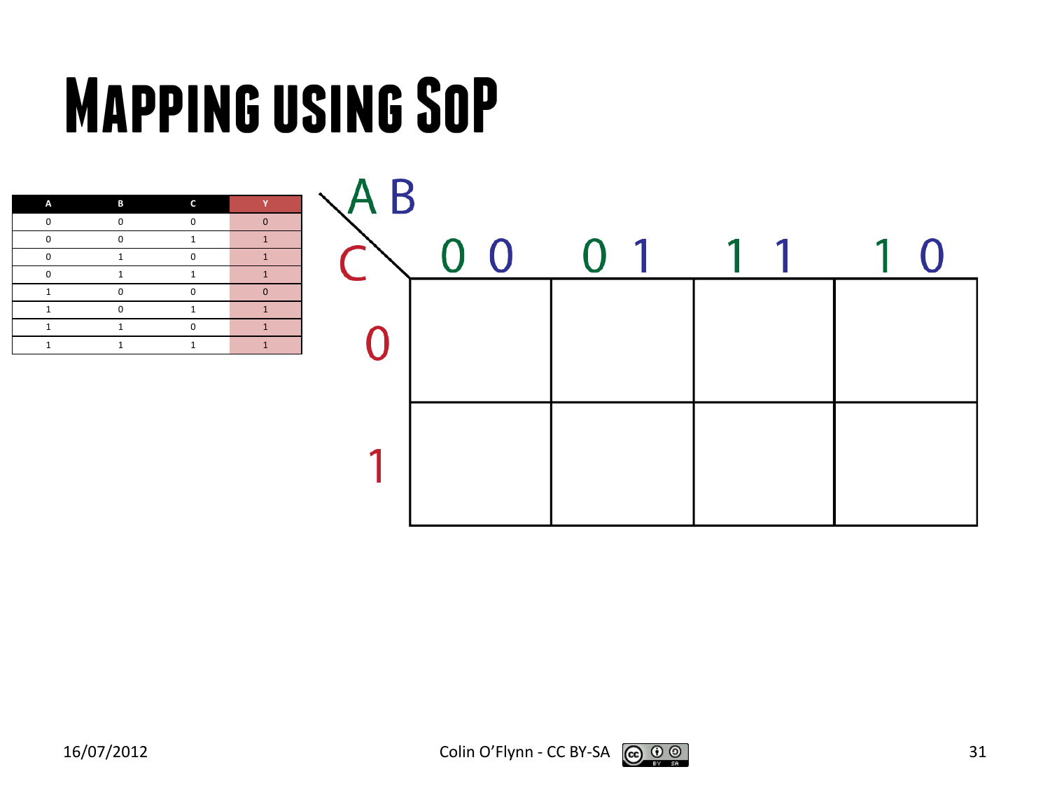# Mapping using SoP

| A | B | C | Y |
|---|---|---|---|
| 0 | 0 | 0 | 0 |
| 0 | 0 | 1 | 1 |
| 0 | 1 | 0 | 1 |
| 0 | 1 | 1 | 1 |
| 1 | 0 | 0 | 0 |
| 1 | 0 | 1 | 1 |
| 1 | 1 | 0 | 1 |
| 1 | 1 | 1 | 1 |

| C \ AB | 0 0 | 0 1 | 1 1 | 1 0 |
|---|---|---|---|---|
| 0 | | | | |
| 1 | | | | |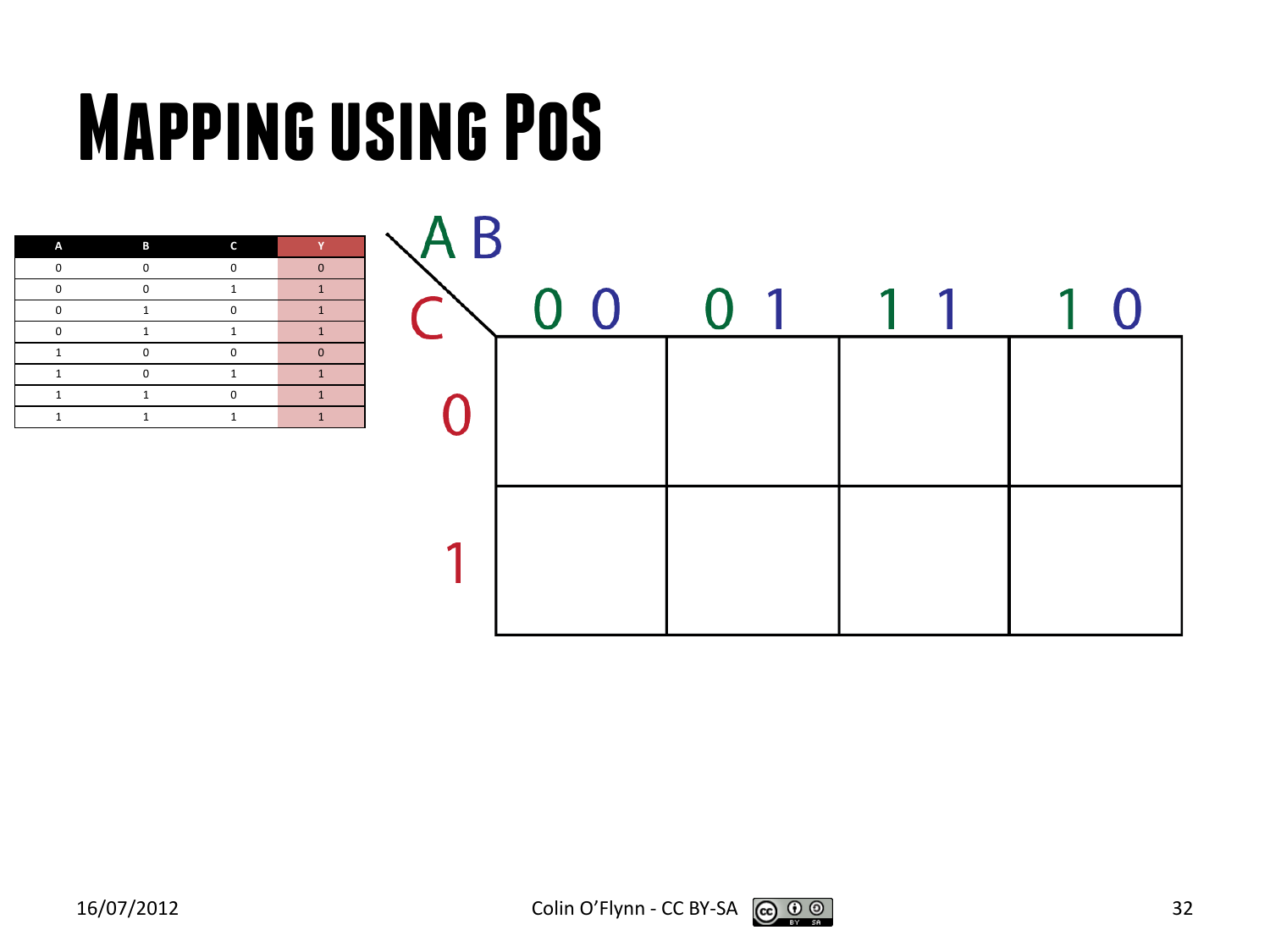# Mapping using PoS

| A | B | C | Y |
|---|---|---|---|
| 0 | 0 | 0 | 0 |
| 0 | 0 | 1 | 1 |
| 0 | 1 | 0 | 1 |
| 0 | 1 | 1 | 1 |
| 1 | 0 | 0 | 0 |
| 1 | 0 | 1 | 1 |
| 1 | 1 | 0 | 1 |
| 1 | 1 | 1 | 1 |

| C \ AB | 00 | 01 | 11 | 10 |
|---|---|---|---|---|
| 0 | | | | |
| 1 | | | | |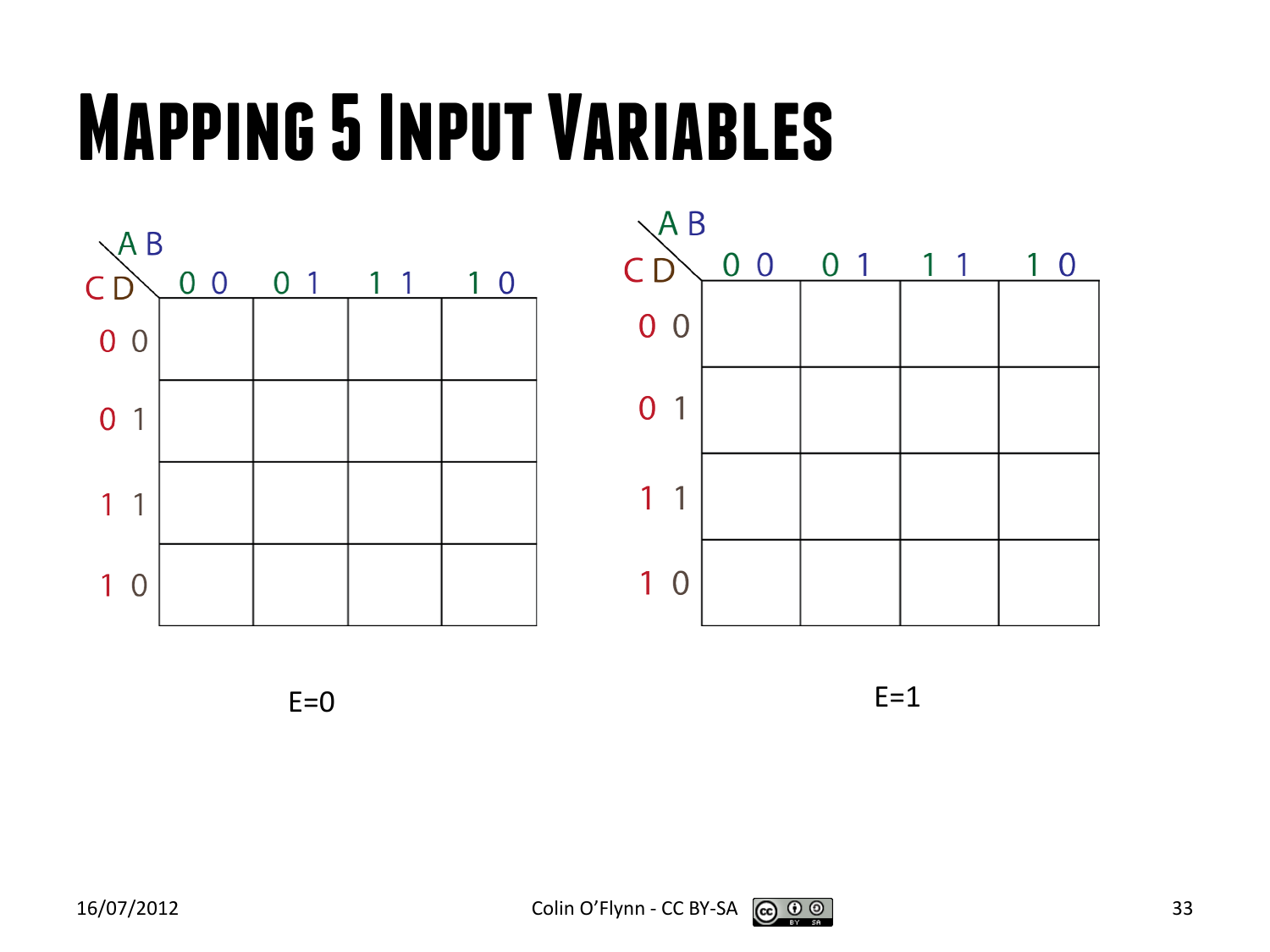# Mapping 5 Input Variables

| CD \ AB | 0 0 | 0 1 | 1 1 | 1 0 |
|---|---|---|---|---|
| 0 0 | | | | |
| 0 1 | | | | |
| 1 1 | | | | |
| 1 0 | | | | |

E=0

| CD \ AB | 0 0 | 0 1 | 1 1 | 1 0 |
|---|---|---|---|---|
| 0 0 | | | | |
| 0 1 | | | | |
| 1 1 | | | | |
| 1 0 | | | | |

E=1

16/07/2012

Colin O'Flynn - CC BY-SA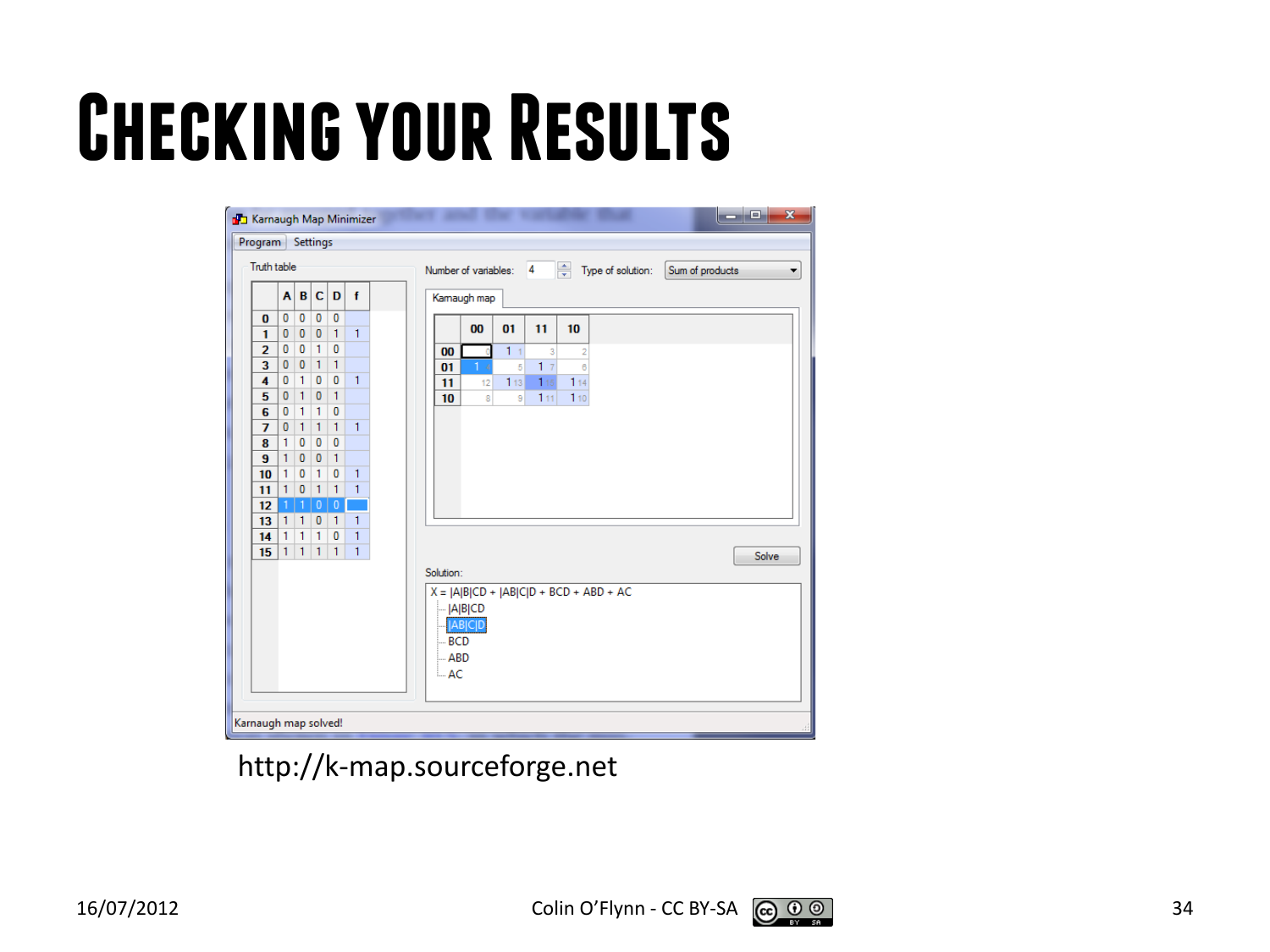# Checking your Results

Karnaugh Map Minimizer

Program Settings

Truth table

| | A | B | C | D | f |
|---|---|---|---|---|---|
| 0 | 0 | 0 | 0 | 0 | |
| 1 | 0 | 0 | 0 | 1 | 1 |
| 2 | 0 | 0 | 1 | 0 | |
| 3 | 0 | 0 | 1 | 1 | |
| 4 | 0 | 1 | 0 | 0 | 1 |
| 5 | 0 | 1 | 0 | 1 | |
| 6 | 0 | 1 | 1 | 0 | |
| 7 | 0 | 1 | 1 | 1 | 1 |
| 8 | 1 | 0 | 0 | 0 | |
| 9 | 1 | 0 | 0 | 1 | |
| 10 | 1 | 0 | 1 | 0 | 1 |
| 11 | 1 | 0 | 1 | 1 | 1 |
| 12 | 1 | 1 | 0 | 0 | |
| 13 | 1 | 1 | 0 | 1 | 1 |
| 14 | 1 | 1 | 1 | 0 | 1 |
| 15 | 1 | 1 | 1 | 1 | 1 |

Number of variables: 4 Type of solution: Sum of products

Karnaugh map

| | 00 | 01 | 11 | 10 |
|---|---|---|---|---|
| 00 | 0 | 1 1 | 3 | 2 |
| 01 | 1 4 | 5 | 1 7 | 6 |
| 11 | 12 | 1 13 | 1 15 | 1 14 |
| 10 | 8 | 9 | 1 11 | 1 10 |

Solve

Solution:

X = |A|B|CD + |AB|C|D + BCD + ABD + AC

- |A|B|CD
- |AB|C|D
- BCD
- ABD
- AC

Karnaugh map solved!

http://k-map.sourceforge.net

16/07/2012 Colin O'Flynn - CC BY-SA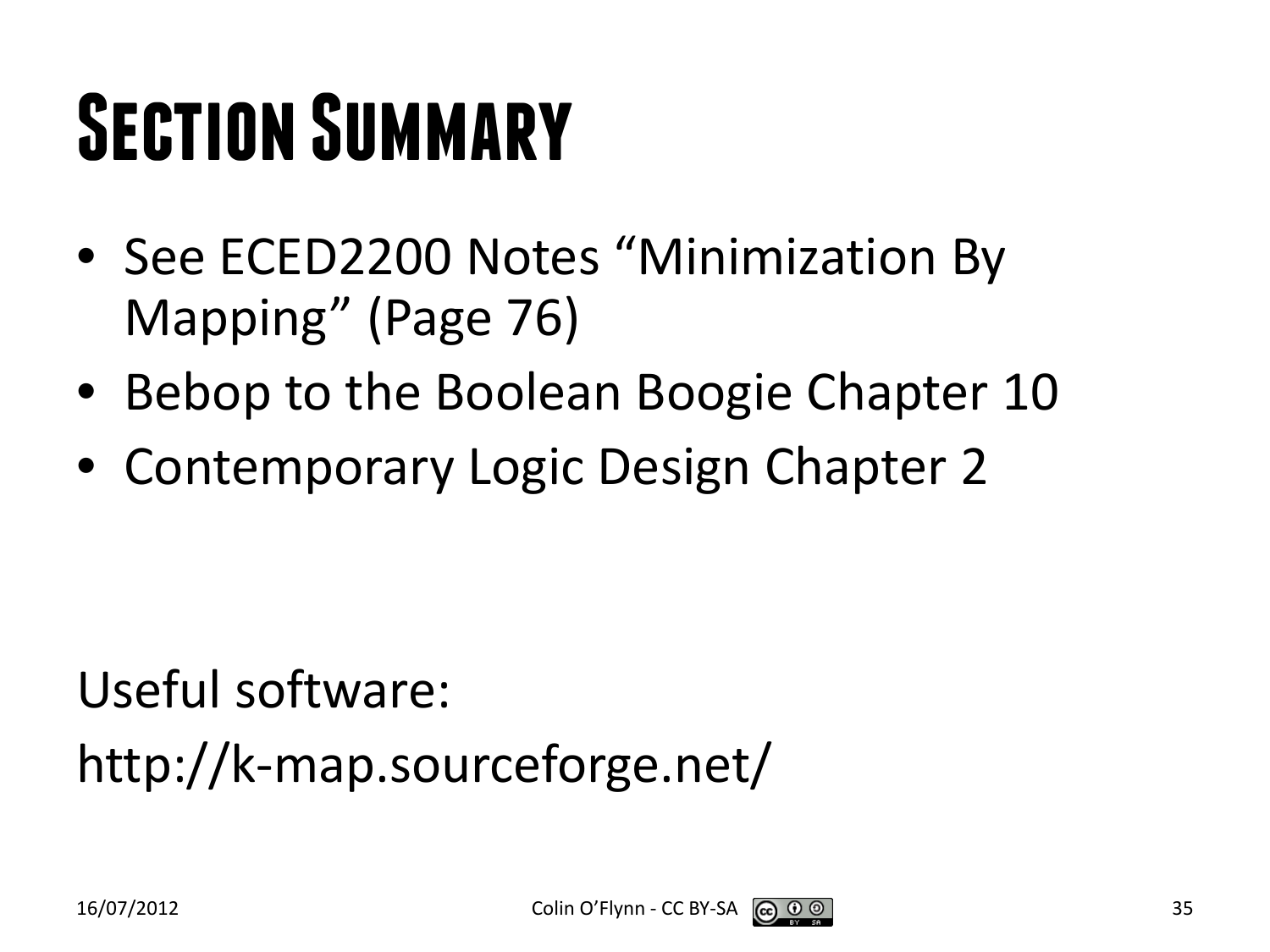# Section Summary

- See ECED2200 Notes “Minimization By Mapping” (Page 76)
- Bebop to the Boolean Boogie Chapter 10
- Contemporary Logic Design Chapter 2

Useful software:

http://k-map.sourceforge.net/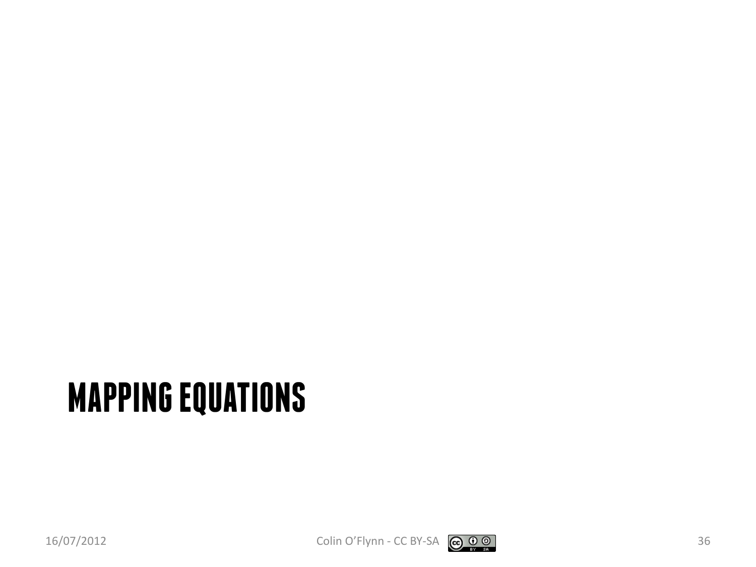# MAPPING EQUATIONS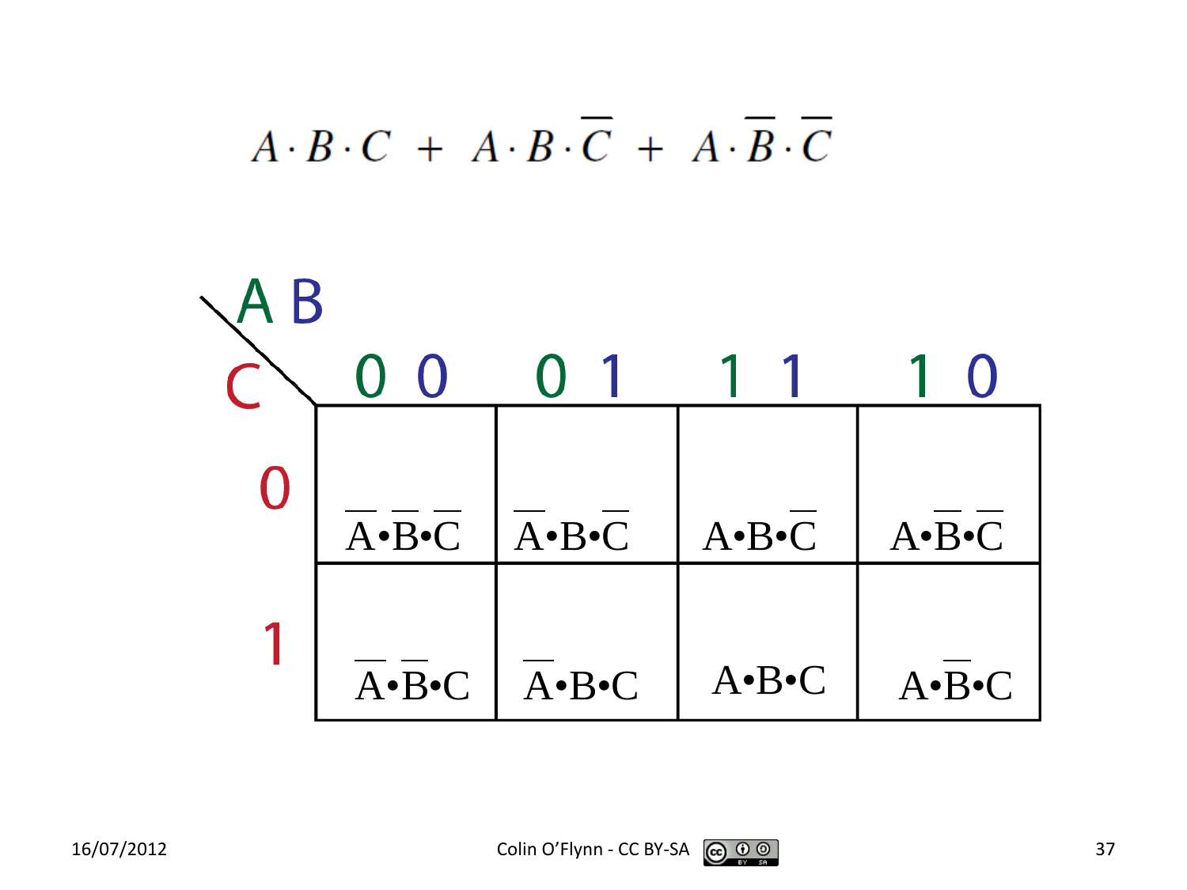$$A \cdot B \cdot C + A \cdot B \cdot \overline{C} + A \cdot \overline{B} \cdot \overline{C}$$

| C \ AB | 0 0 | 0 1 | 1 1 | 1 0 |
|---|---|---|---|---|
| 0 | $\overline{A} \bullet \overline{B} \bullet \overline{C}$ | $\overline{A} \bullet B \bullet \overline{C}$ | $A \bullet B \bullet \overline{C}$ | $A \bullet \overline{B} \bullet \overline{C}$ |
| 1 | $\overline{A} \bullet \overline{B} \bullet C$ | $\overline{A} \bullet B \bullet C$ | $A \bullet B \bullet C$ | $A \bullet \overline{B} \bullet C$ |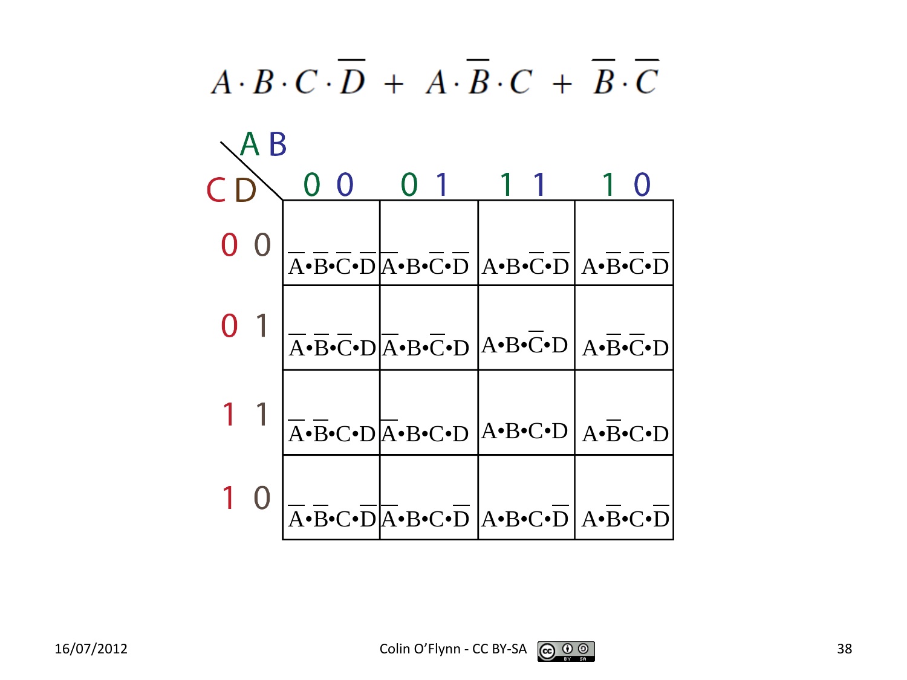$$A \cdot B \cdot C \cdot \overline{D} + A \cdot \overline{B} \cdot C + \overline{B} \cdot \overline{C}$$

| CD \ AB | 0 0 | 0 1 | 1 1 | 1 0 |
|---|---|---|---|---|
| 0 0 | $\overline{A} \cdot \overline{B} \cdot \overline{C} \cdot \overline{D}$ | $\overline{A} \cdot B \cdot \overline{C} \cdot \overline{D}$ | $A \cdot B \cdot \overline{C} \cdot \overline{D}$ | $A \cdot \overline{B} \cdot \overline{C} \cdot \overline{D}$ |
| 0 1 | $\overline{A} \cdot \overline{B} \cdot \overline{C} \cdot D$ | $\overline{A} \cdot B \cdot \overline{C} \cdot D$ | $A \cdot B \cdot \overline{C} \cdot D$ | $A \cdot \overline{B} \cdot \overline{C} \cdot D$ |
| 1 1 | $\overline{A} \cdot \overline{B} \cdot C \cdot D$ | $\overline{A} \cdot B \cdot C \cdot D$ | $A \cdot B \cdot C \cdot D$ | $A \cdot \overline{B} \cdot C \cdot D$ |
| 1 0 | $\overline{A} \cdot \overline{B} \cdot C \cdot \overline{D}$ | $\overline{A} \cdot B \cdot C \cdot \overline{D}$ | $A \cdot B \cdot C \cdot \overline{D}$ | $A \cdot \overline{B} \cdot C \cdot \overline{D}$ |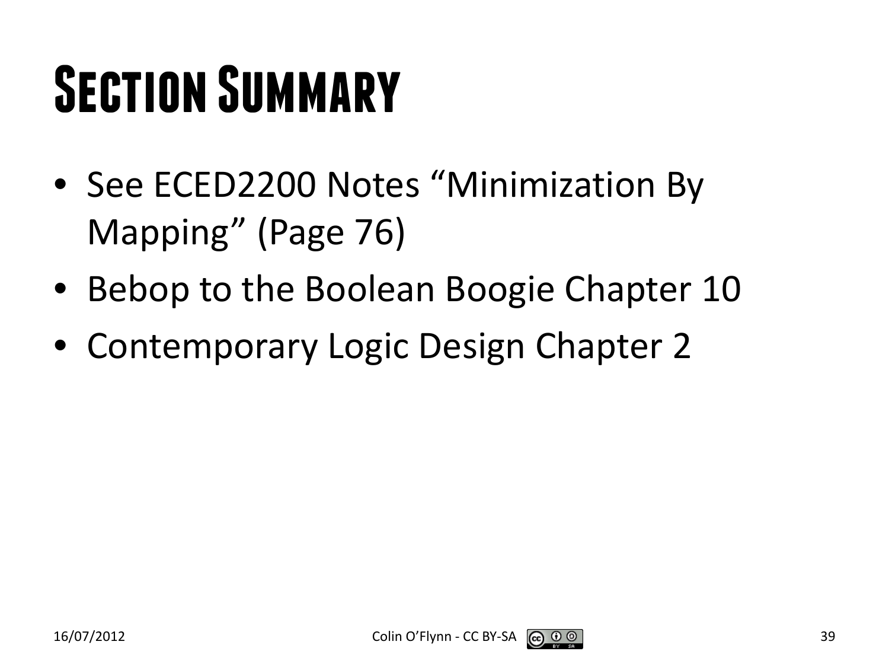# Section Summary

- See ECED2200 Notes “Minimization By Mapping” (Page 76)
- Bebop to the Boolean Boogie Chapter 10
- Contemporary Logic Design Chapter 2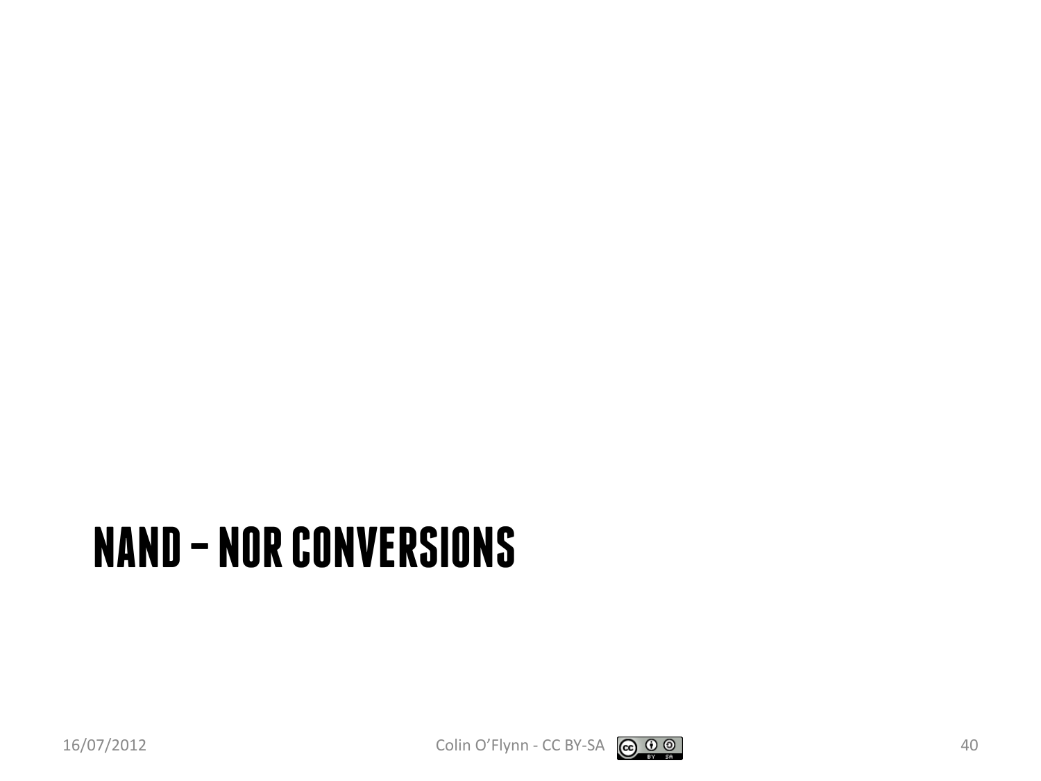# NAND – NOR CONVERSIONS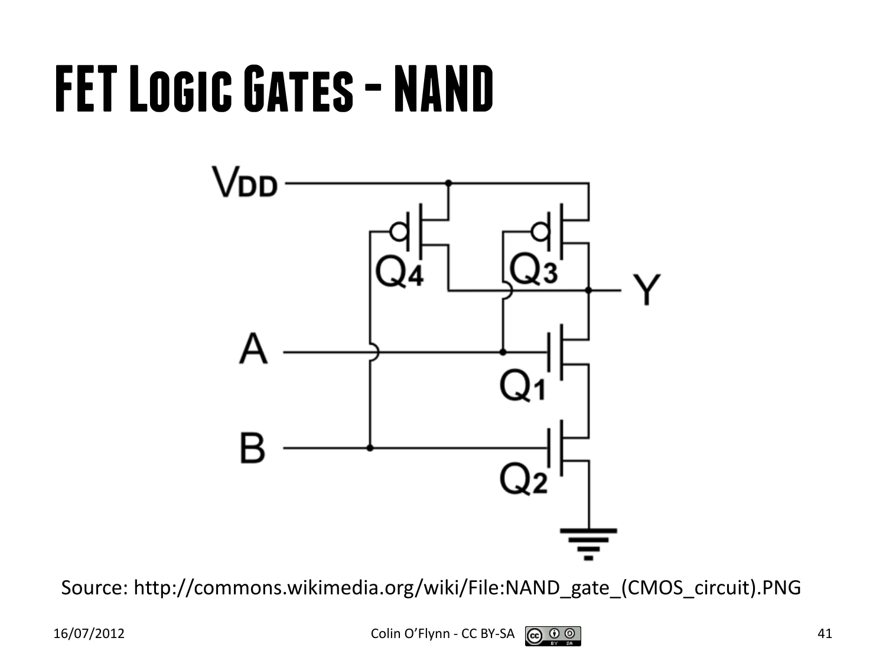# FET Logic Gates - NAND

Source: http://commons.wikimedia.org/wiki/File:NAND_gate_(CMOS_circuit).PNG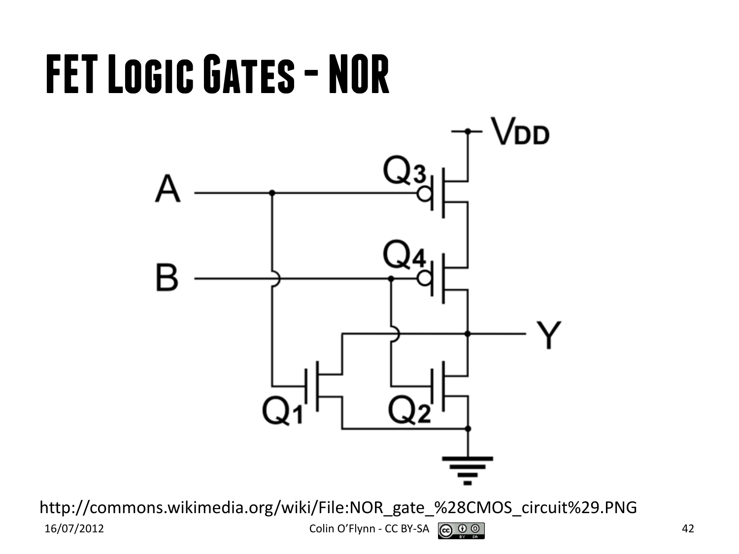# FET Logic Gates - NOR

http://commons.wikimedia.org/wiki/File:NOR_gate_%28CMOS_circuit%29.PNG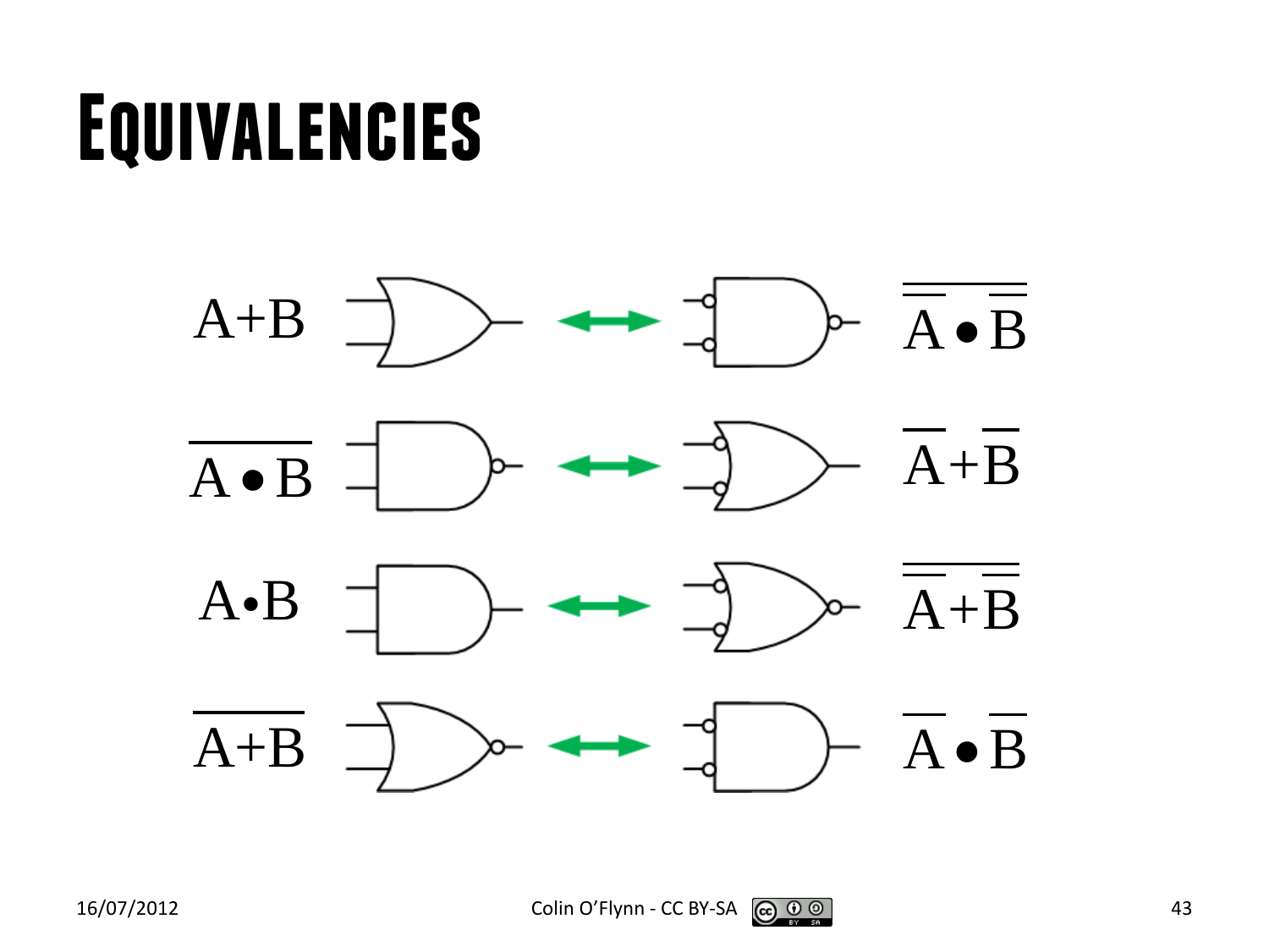# Equivalencies

$A+B \leftrightarrow \overline{\overline{A} \bullet \overline{B}}$

$\overline{A \bullet B} \leftrightarrow \overline{A}+\overline{B}$

$A \bullet B \leftrightarrow \overline{\overline{A}+\overline{B}}$

$\overline{A+B} \leftrightarrow \overline{A} \bullet \overline{B}$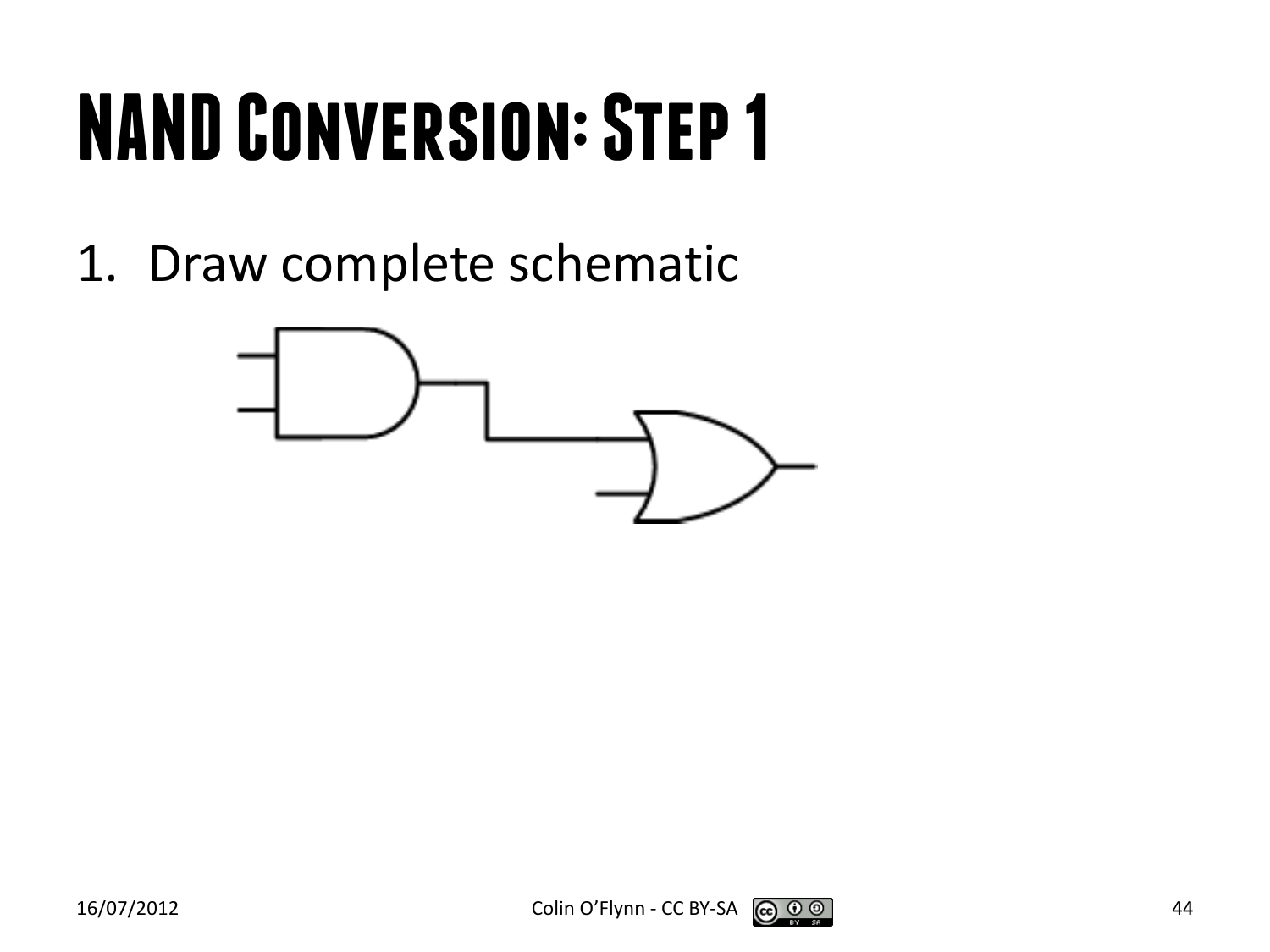# NAND Conversion: Step 1

1. Draw complete schematic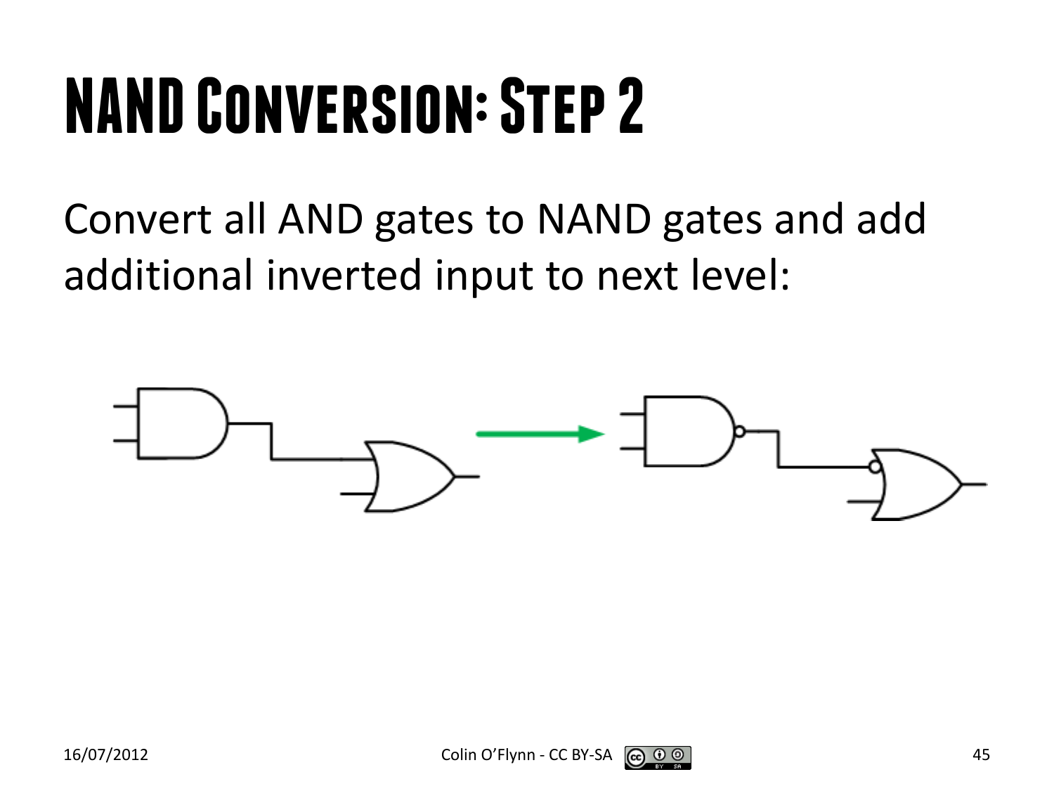# NAND Conversion: Step 2

Convert all AND gates to NAND gates and add additional inverted input to next level: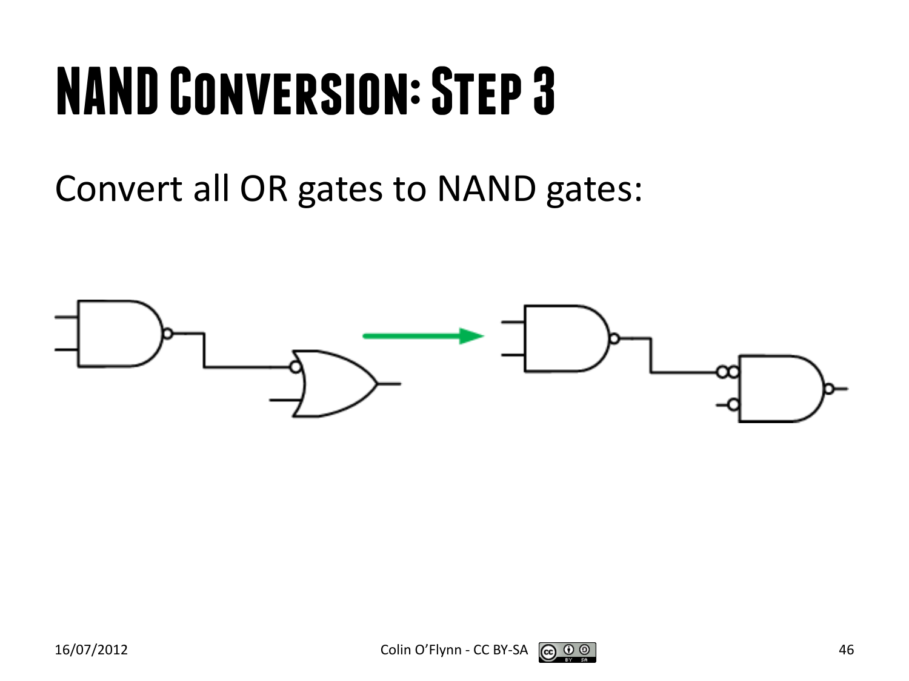# NAND Conversion: Step 3

Convert all OR gates to NAND gates: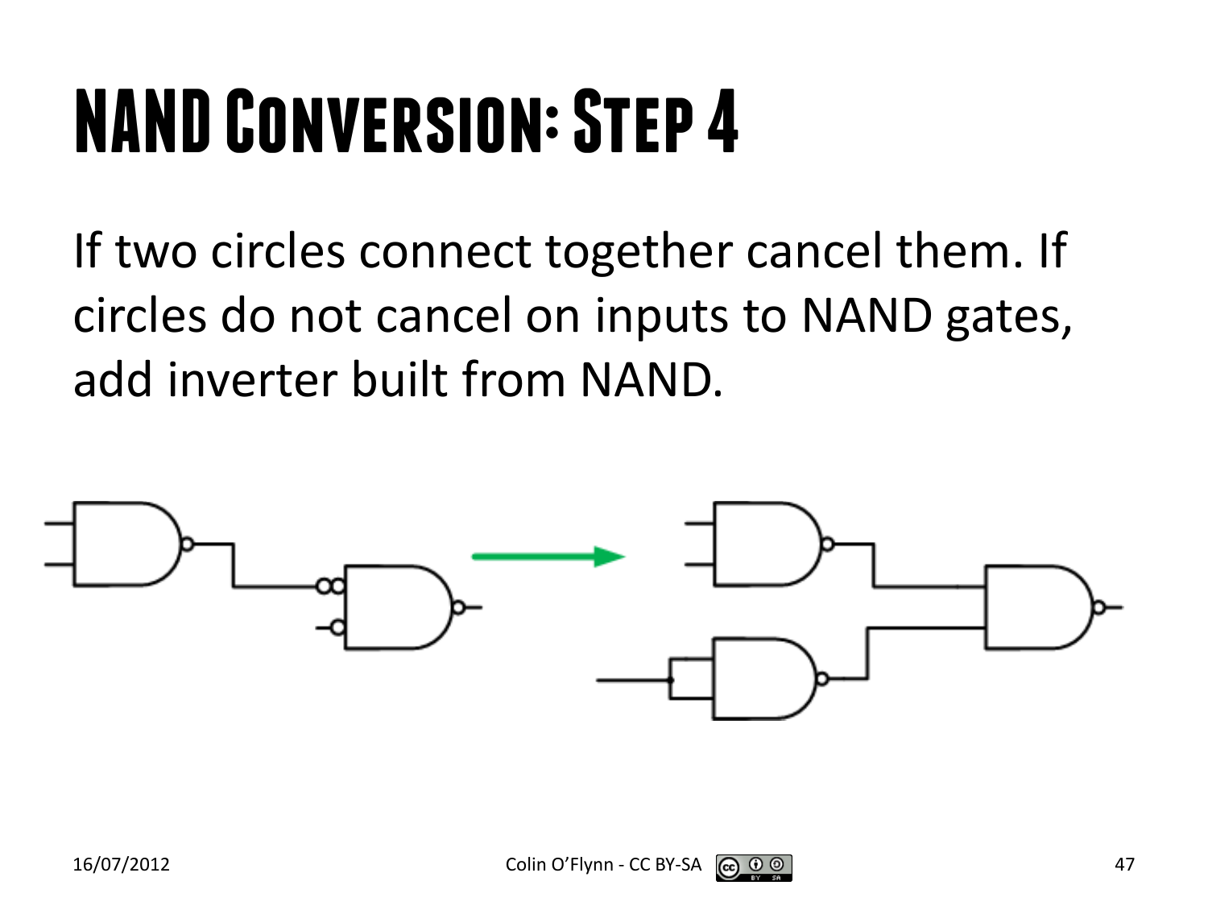# NAND Conversion: Step 4

If two circles connect together cancel them. If circles do not cancel on inputs to NAND gates, add inverter built from NAND.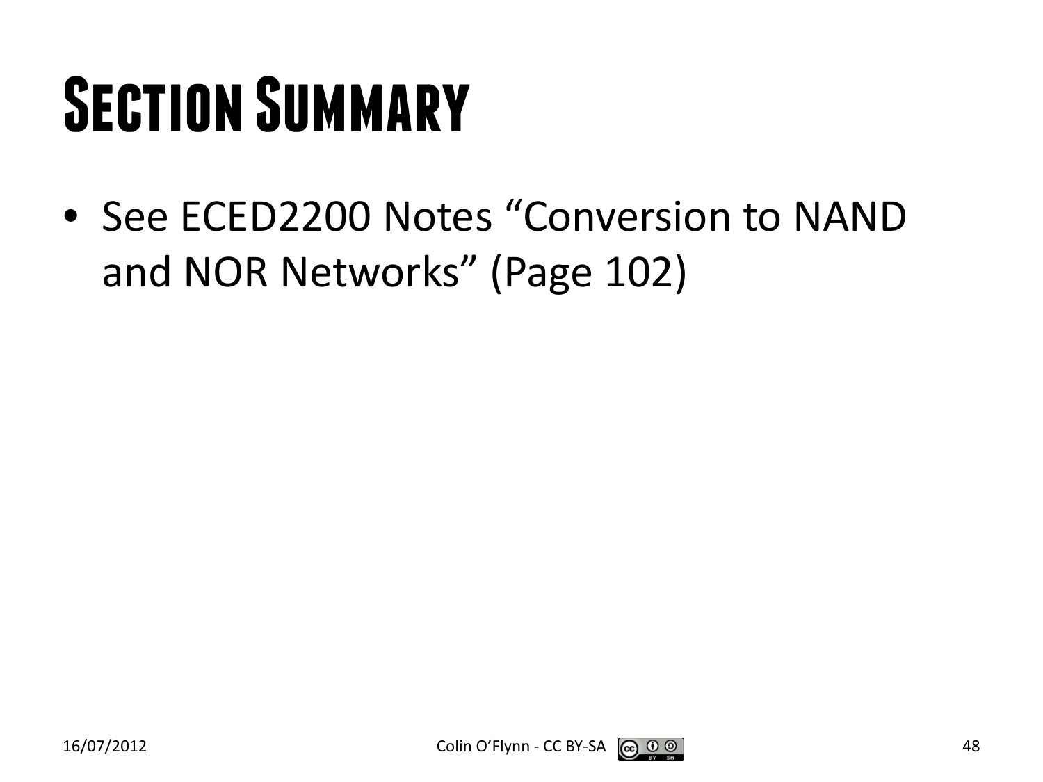# Section Summary

- See ECED2200 Notes “Conversion to NAND and NOR Networks” (Page 102)